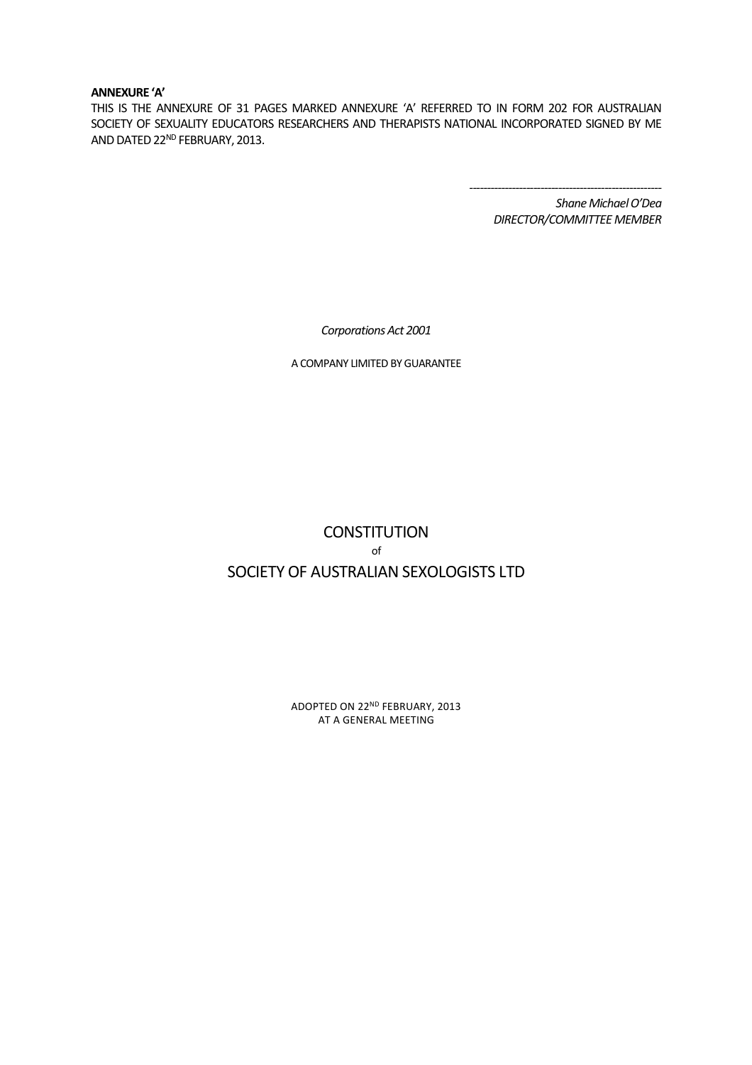**ANNEXURE 'A'**

THIS IS THE ANNEXURE OF 31 PAGES MARKED ANNEXURE 'A' REFERRED TO IN FORM 202 FOR AUSTRALIAN SOCIETY OF SEXUALITY EDUCATORS RESEARCHERS AND THERAPISTS NATIONAL INCORPORATED SIGNED BY ME AND DATED 22ND FEBRUARY, 2013.

-----------------------------------------------------

*Shane Michael O'Dea*
*DIRECTOR/COMMITTEE MEMBER*

*Corporations Act 2001*

A COMPANY LIMITED BY GUARANTEE

# CONSTITUTION

of

# SOCIETY OF AUSTRALIAN SEXOLOGISTS LTD

ADOPTED ON 22ND FEBRUARY, 2013
AT A GENERAL MEETING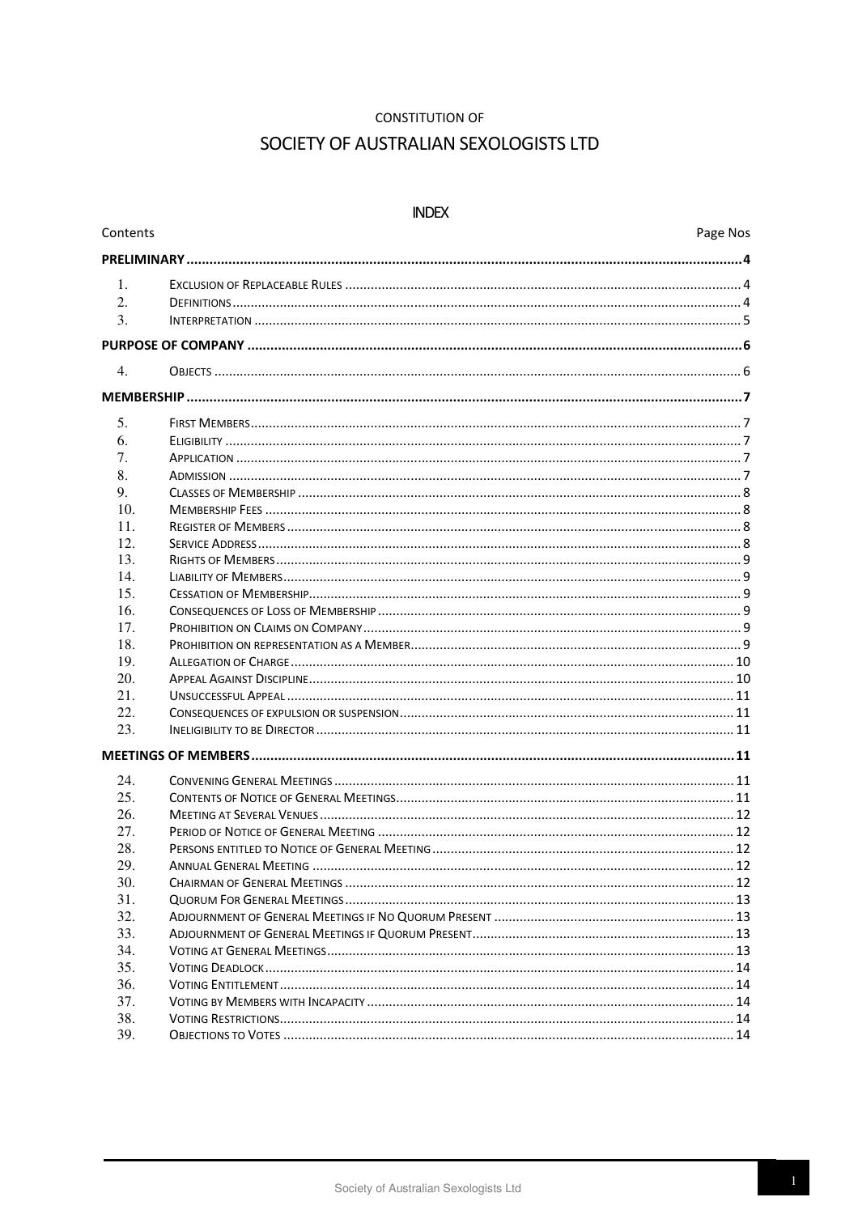CONSTITUTION OF

# SOCIETY OF AUSTRALIAN SEXOLOGISTS LTD

## INDEX

| | Contents | Page Nos |
|---|---|---|
| **PRELIMINARY** | | **4** |
| 1. | Exclusion of Replaceable Rules | 4 |
| 2. | Definitions | 4 |
| 3. | Interpretation | 5 |
| **PURPOSE OF COMPANY** | | **6** |
| 4. | Objects | 6 |
| **MEMBERSHIP** | | **7** |
| 5. | First Members | 7 |
| 6. | Eligibility | 7 |
| 7. | Application | 7 |
| 8. | Admission | 7 |
| 9. | Classes of Membership | 8 |
| 10. | Membership Fees | 8 |
| 11. | Register of Members | 8 |
| 12. | Service Address | 8 |
| 13. | Rights of Members | 9 |
| 14. | Liability of Members | 9 |
| 15. | Cessation of Membership | 9 |
| 16. | Consequences of Loss of Membership | 9 |
| 17. | Prohibition on Claims on Company | 9 |
| 18. | Prohibition on representation as a Member | 9 |
| 19. | Allegation of Charge | 10 |
| 20. | Appeal Against Discipline | 10 |
| 21. | Unsuccessful Appeal | 11 |
| 22. | Consequences of expulsion or suspension | 11 |
| 23. | Ineligibility to be Director | 11 |
| **MEETINGS OF MEMBERS** | | **11** |
| 24. | Convening General Meetings | 11 |
| 25. | Contents of Notice of General Meetings | 11 |
| 26. | Meeting at Several Venues | 12 |
| 27. | Period of Notice of General Meeting | 12 |
| 28. | Persons entitled to Notice of General Meeting | 12 |
| 29. | Annual General Meeting | 12 |
| 30. | Chairman of General Meetings | 12 |
| 31. | Quorum For General Meetings | 13 |
| 32. | Adjournment of General Meetings if No Quorum Present | 13 |
| 33. | Adjournment of General Meetings if Quorum Present | 13 |
| 34. | Voting at General Meetings | 13 |
| 35. | Voting Deadlock | 14 |
| 36. | Voting Entitlement | 14 |
| 37. | Voting by Members with Incapacity | 14 |
| 38. | Voting Restrictions | 14 |
| 39. | Objections to Votes | 14 |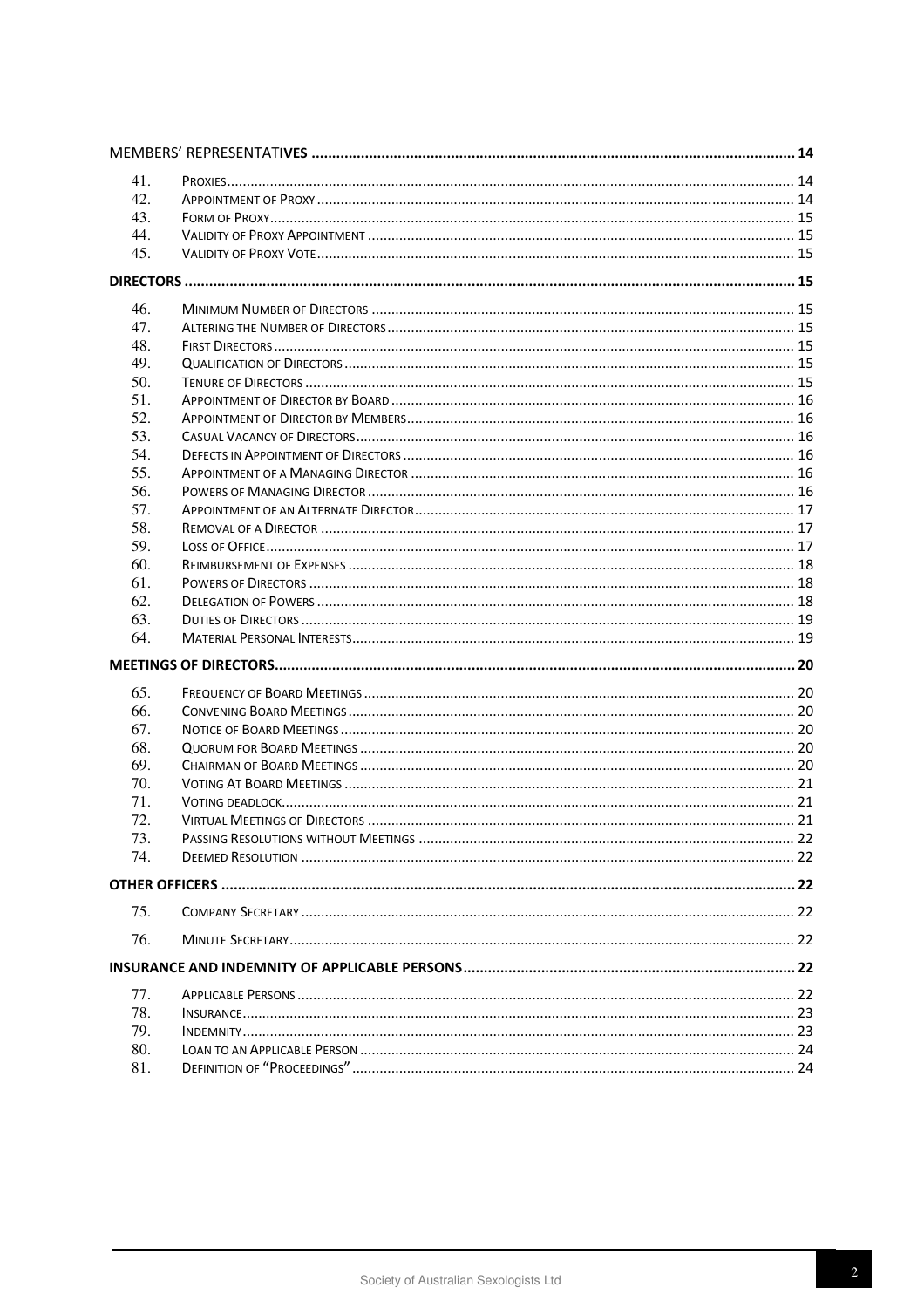| | | |
|---|---|---|
| **MEMBERS' REPRESENTATIVES** | | **14** |
| 41. | PROXIES | 14 |
| 42. | APPOINTMENT OF PROXY | 14 |
| 43. | FORM OF PROXY | 15 |
| 44. | VALIDITY OF PROXY APPOINTMENT | 15 |
| 45. | VALIDITY OF PROXY VOTE | 15 |
| **DIRECTORS** | | **15** |
| 46. | MINIMUM NUMBER OF DIRECTORS | 15 |
| 47. | ALTERING THE NUMBER OF DIRECTORS | 15 |
| 48. | FIRST DIRECTORS | 15 |
| 49. | QUALIFICATION OF DIRECTORS | 15 |
| 50. | TENURE OF DIRECTORS | 15 |
| 51. | APPOINTMENT OF DIRECTOR BY BOARD | 16 |
| 52. | APPOINTMENT OF DIRECTOR BY MEMBERS | 16 |
| 53. | CASUAL VACANCY OF DIRECTORS | 16 |
| 54. | DEFECTS IN APPOINTMENT OF DIRECTORS | 16 |
| 55. | APPOINTMENT OF A MANAGING DIRECTOR | 16 |
| 56. | POWERS OF MANAGING DIRECTOR | 16 |
| 57. | APPOINTMENT OF AN ALTERNATE DIRECTOR | 17 |
| 58. | REMOVAL OF A DIRECTOR | 17 |
| 59. | LOSS OF OFFICE | 17 |
| 60. | REIMBURSEMENT OF EXPENSES | 18 |
| 61. | POWERS OF DIRECTORS | 18 |
| 62. | DELEGATION OF POWERS | 18 |
| 63. | DUTIES OF DIRECTORS | 19 |
| 64. | MATERIAL PERSONAL INTERESTS | 19 |
| **MEETINGS OF DIRECTORS** | | **20** |
| 65. | FREQUENCY OF BOARD MEETINGS | 20 |
| 66. | CONVENING BOARD MEETINGS | 20 |
| 67. | NOTICE OF BOARD MEETINGS | 20 |
| 68. | QUORUM FOR BOARD MEETINGS | 20 |
| 69. | CHAIRMAN OF BOARD MEETINGS | 20 |
| 70. | VOTING AT BOARD MEETINGS | 21 |
| 71. | VOTING DEADLOCK | 21 |
| 72. | VIRTUAL MEETINGS OF DIRECTORS | 21 |
| 73. | PASSING RESOLUTIONS WITHOUT MEETINGS | 22 |
| 74. | DEEMED RESOLUTION | 22 |
| **OTHER OFFICERS** | | **22** |
| 75. | COMPANY SECRETARY | 22 |
| 76. | MINUTE SECRETARY | 22 |
| **INSURANCE AND INDEMNITY OF APPLICABLE PERSONS** | | **22** |
| 77. | APPLICABLE PERSONS | 22 |
| 78. | INSURANCE | 23 |
| 79. | INDEMNITY | 23 |
| 80. | LOAN TO AN APPLICABLE PERSON | 24 |
| 81. | DEFINITION OF "PROCEEDINGS" | 24 |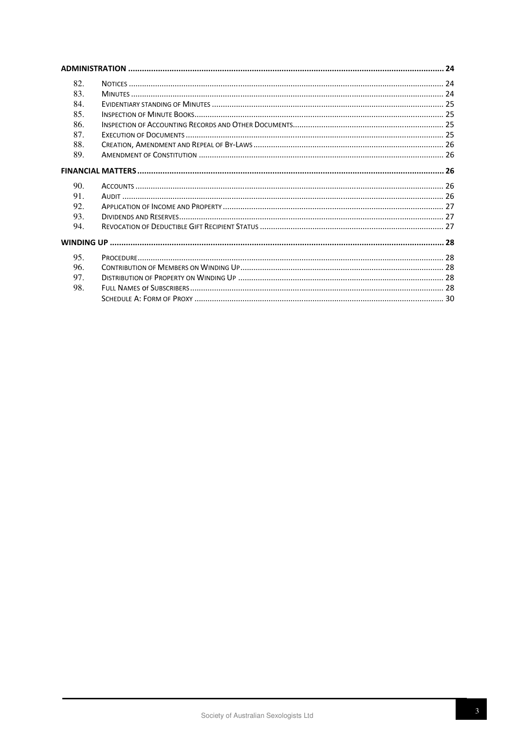| | | |
|---|---|---|
| **ADMINISTRATION** | | **24** |
| 82. | NOTICES | 24 |
| 83. | MINUTES | 24 |
| 84. | EVIDENTIARY STANDING OF MINUTES | 25 |
| 85. | INSPECTION OF MINUTE BOOKS | 25 |
| 86. | INSPECTION OF ACCOUNTING RECORDS AND OTHER DOCUMENTS | 25 |
| 87. | EXECUTION OF DOCUMENTS | 25 |
| 88. | CREATION, AMENDMENT AND REPEAL OF BY-LAWS | 26 |
| 89. | AMENDMENT OF CONSTITUTION | 26 |
| **FINANCIAL MATTERS** | | **26** |
| 90. | ACCOUNTS | 26 |
| 91. | AUDIT | 26 |
| 92. | APPLICATION OF INCOME AND PROPERTY | 27 |
| 93. | DIVIDENDS AND RESERVES | 27 |
| 94. | REVOCATION OF DEDUCTIBLE GIFT RECIPIENT STATUS | 27 |
| **WINDING UP** | | **28** |
| 95. | PROCEDURE | 28 |
| 96. | CONTRIBUTION OF MEMBERS ON WINDING UP | 28 |
| 97. | DISTRIBUTION OF PROPERTY ON WINDING UP | 28 |
| 98. | FULL NAMES OF SUBSCRIBERS | 28 |
| | SCHEDULE A: FORM OF PROXY | 30 |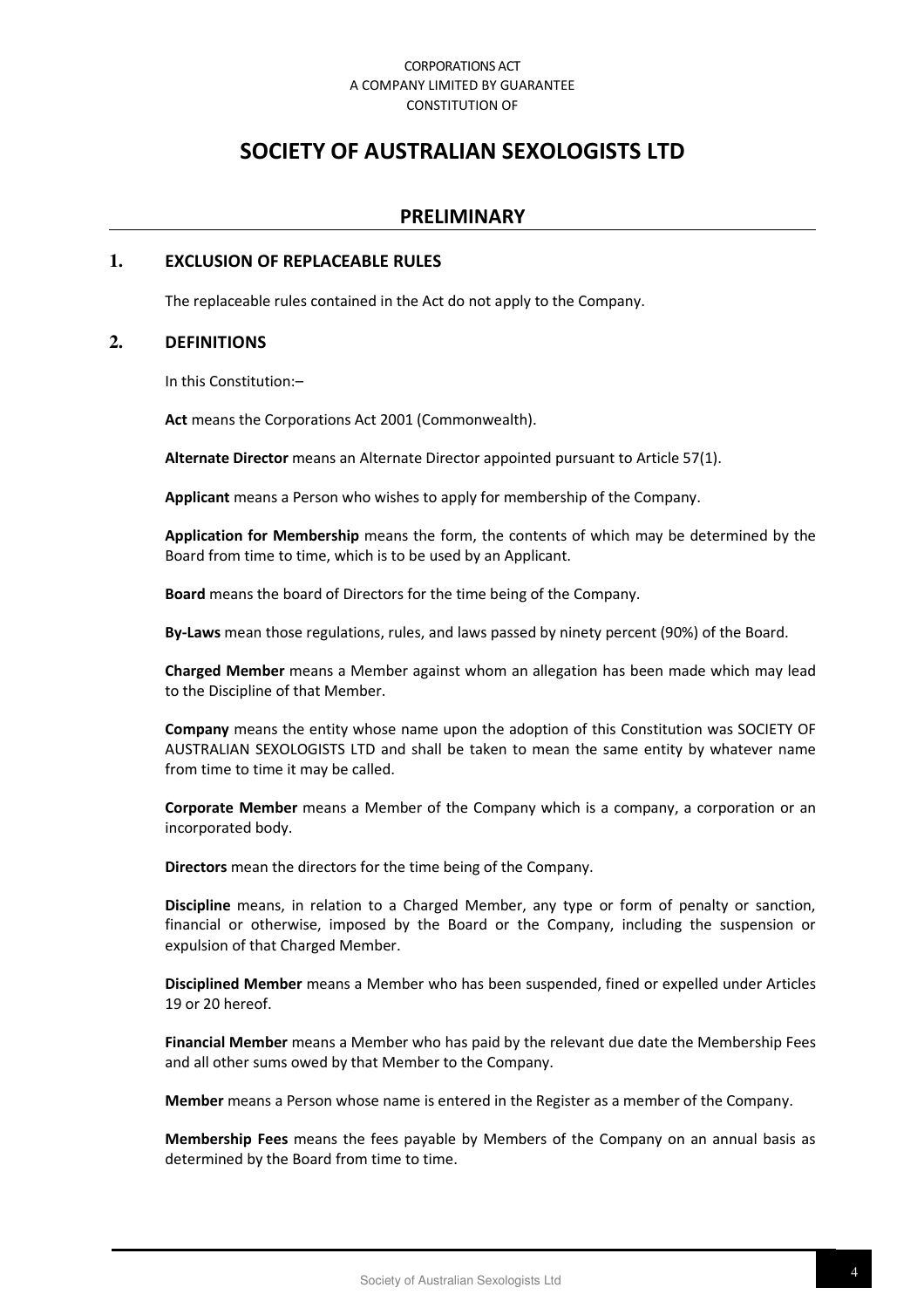CORPORATIONS ACT
A COMPANY LIMITED BY GUARANTEE
CONSTITUTION OF

# SOCIETY OF AUSTRALIAN SEXOLOGISTS LTD

## PRELIMINARY

### 1. EXCLUSION OF REPLACEABLE RULES

The replaceable rules contained in the Act do not apply to the Company.

### 2. DEFINITIONS

In this Constitution:–

**Act** means the Corporations Act 2001 (Commonwealth).

**Alternate Director** means an Alternate Director appointed pursuant to Article 57(1).

**Applicant** means a Person who wishes to apply for membership of the Company.

**Application for Membership** means the form, the contents of which may be determined by the Board from time to time, which is to be used by an Applicant.

**Board** means the board of Directors for the time being of the Company.

**By-Laws** mean those regulations, rules, and laws passed by ninety percent (90%) of the Board.

**Charged Member** means a Member against whom an allegation has been made which may lead to the Discipline of that Member.

**Company** means the entity whose name upon the adoption of this Constitution was SOCIETY OF AUSTRALIAN SEXOLOGISTS LTD and shall be taken to mean the same entity by whatever name from time to time it may be called.

**Corporate Member** means a Member of the Company which is a company, a corporation or an incorporated body.

**Directors** mean the directors for the time being of the Company.

**Discipline** means, in relation to a Charged Member, any type or form of penalty or sanction, financial or otherwise, imposed by the Board or the Company, including the suspension or expulsion of that Charged Member.

**Disciplined Member** means a Member who has been suspended, fined or expelled under Articles 19 or 20 hereof.

**Financial Member** means a Member who has paid by the relevant due date the Membership Fees and all other sums owed by that Member to the Company.

**Member** means a Person whose name is entered in the Register as a member of the Company.

**Membership Fees** means the fees payable by Members of the Company on an annual basis as determined by the Board from time to time.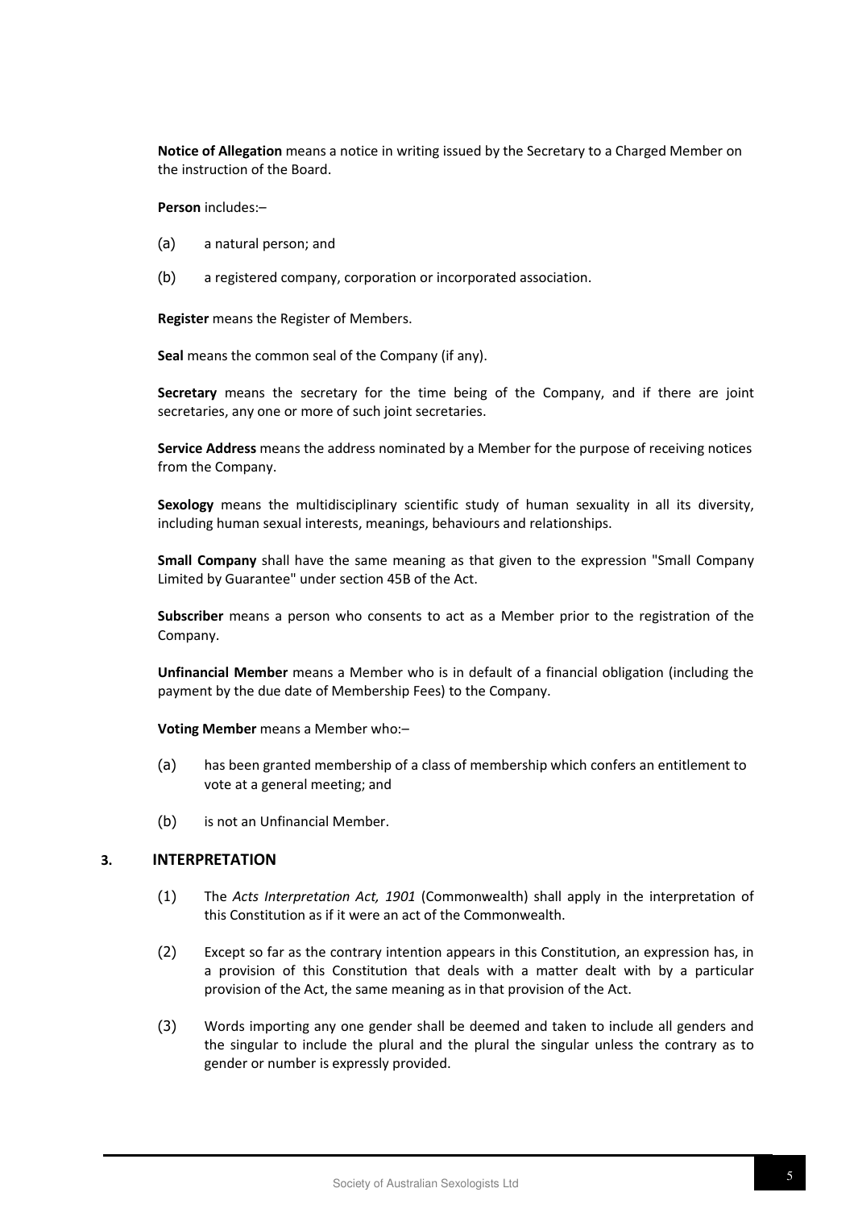**Notice of Allegation** means a notice in writing issued by the Secretary to a Charged Member on the instruction of the Board.

**Person** includes:–

(a) a natural person; and

(b) a registered company, corporation or incorporated association.

**Register** means the Register of Members.

**Seal** means the common seal of the Company (if any).

**Secretary** means the secretary for the time being of the Company, and if there are joint secretaries, any one or more of such joint secretaries.

**Service Address** means the address nominated by a Member for the purpose of receiving notices from the Company.

**Sexology** means the multidisciplinary scientific study of human sexuality in all its diversity, including human sexual interests, meanings, behaviours and relationships.

**Small Company** shall have the same meaning as that given to the expression "Small Company Limited by Guarantee" under section 45B of the Act.

**Subscriber** means a person who consents to act as a Member prior to the registration of the Company.

**Unfinancial Member** means a Member who is in default of a financial obligation (including the payment by the due date of Membership Fees) to the Company.

**Voting Member** means a Member who:–

(a) has been granted membership of a class of membership which confers an entitlement to vote at a general meeting; and

(b) is not an Unfinancial Member.

## 3. INTERPRETATION

(1) The *Acts Interpretation Act, 1901* (Commonwealth) shall apply in the interpretation of this Constitution as if it were an act of the Commonwealth.

(2) Except so far as the contrary intention appears in this Constitution, an expression has, in a provision of this Constitution that deals with a matter dealt with by a particular provision of the Act, the same meaning as in that provision of the Act.

(3) Words importing any one gender shall be deemed and taken to include all genders and the singular to include the plural and the plural the singular unless the contrary as to gender or number is expressly provided.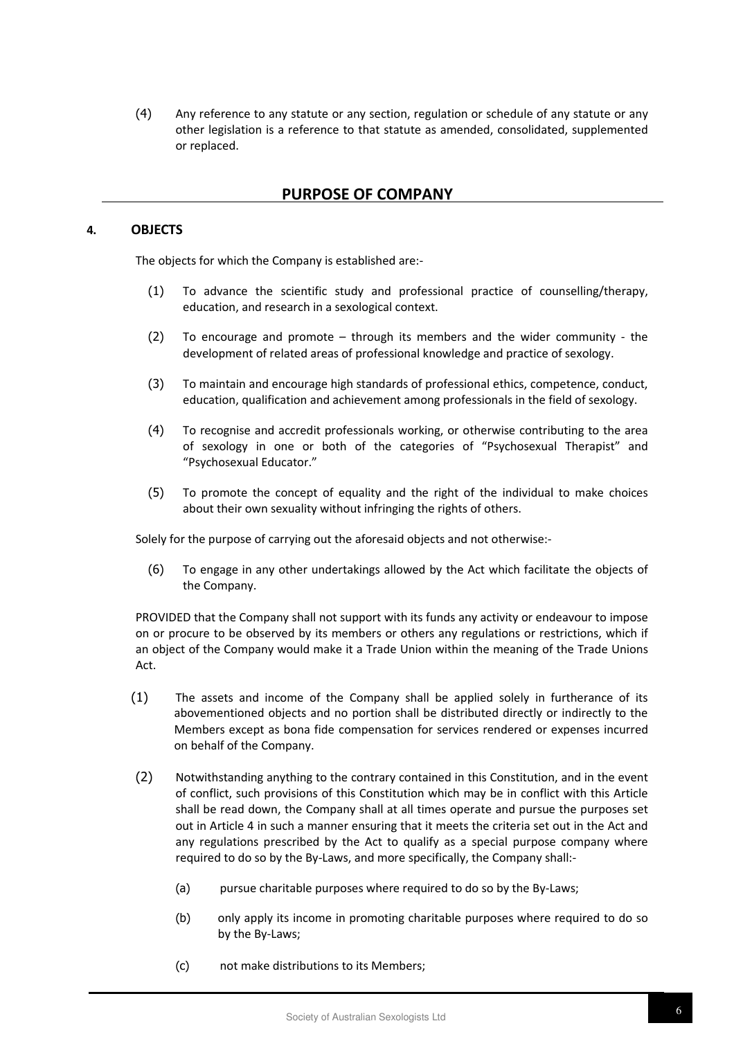(4) Any reference to any statute or any section, regulation or schedule of any statute or any other legislation is a reference to that statute as amended, consolidated, supplemented or replaced.

## PURPOSE OF COMPANY

### 4. OBJECTS

The objects for which the Company is established are:-

(1) To advance the scientific study and professional practice of counselling/therapy, education, and research in a sexological context.

(2) To encourage and promote – through its members and the wider community - the development of related areas of professional knowledge and practice of sexology.

(3) To maintain and encourage high standards of professional ethics, competence, conduct, education, qualification and achievement among professionals in the field of sexology.

(4) To recognise and accredit professionals working, or otherwise contributing to the area of sexology in one or both of the categories of "Psychosexual Therapist" and "Psychosexual Educator."

(5) To promote the concept of equality and the right of the individual to make choices about their own sexuality without infringing the rights of others.

Solely for the purpose of carrying out the aforesaid objects and not otherwise:-

(6) To engage in any other undertakings allowed by the Act which facilitate the objects of the Company.

PROVIDED that the Company shall not support with its funds any activity or endeavour to impose on or procure to be observed by its members or others any regulations or restrictions, which if an object of the Company would make it a Trade Union within the meaning of the Trade Unions Act.

(1) The assets and income of the Company shall be applied solely in furtherance of its abovementioned objects and no portion shall be distributed directly or indirectly to the Members except as bona fide compensation for services rendered or expenses incurred on behalf of the Company.

(2) Notwithstanding anything to the contrary contained in this Constitution, and in the event of conflict, such provisions of this Constitution which may be in conflict with this Article shall be read down, the Company shall at all times operate and pursue the purposes set out in Article 4 in such a manner ensuring that it meets the criteria set out in the Act and any regulations prescribed by the Act to qualify as a special purpose company where required to do so by the By-Laws, and more specifically, the Company shall:-

(a) pursue charitable purposes where required to do so by the By-Laws;

(b) only apply its income in promoting charitable purposes where required to do so by the By-Laws;

(c) not make distributions to its Members;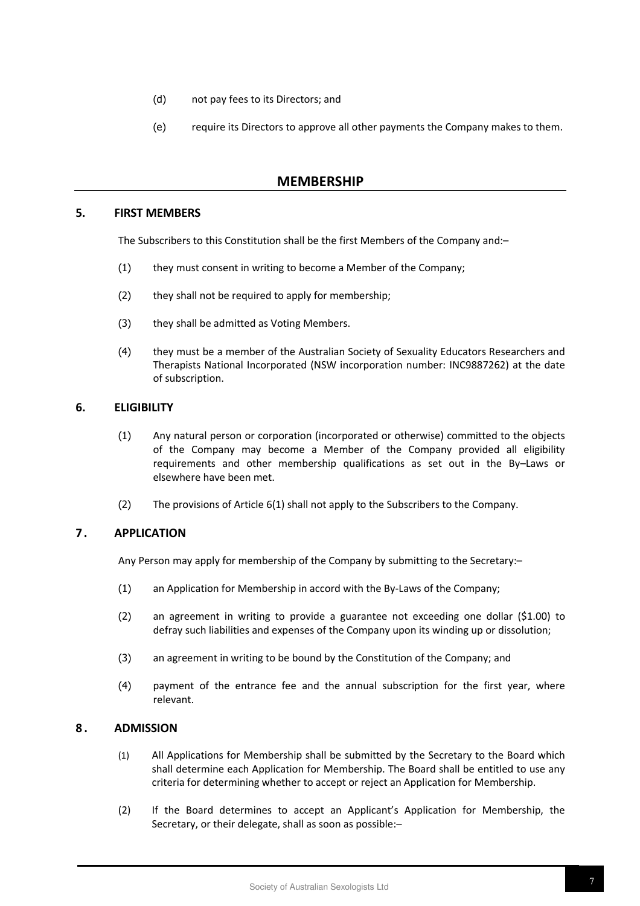(d) not pay fees to its Directors; and

(e) require its Directors to approve all other payments the Company makes to them.

## MEMBERSHIP

### 5. FIRST MEMBERS

The Subscribers to this Constitution shall be the first Members of the Company and:–

(1) they must consent in writing to become a Member of the Company;

(2) they shall not be required to apply for membership;

(3) they shall be admitted as Voting Members.

(4) they must be a member of the Australian Society of Sexuality Educators Researchers and Therapists National Incorporated (NSW incorporation number: INC9887262) at the date of subscription.

### 6. ELIGIBILITY

(1) Any natural person or corporation (incorporated or otherwise) committed to the objects of the Company may become a Member of the Company provided all eligibility requirements and other membership qualifications as set out in the By–Laws or elsewhere have been met.

(2) The provisions of Article 6(1) shall not apply to the Subscribers to the Company.

### 7. APPLICATION

Any Person may apply for membership of the Company by submitting to the Secretary:–

(1) an Application for Membership in accord with the By-Laws of the Company;

(2) an agreement in writing to provide a guarantee not exceeding one dollar ($1.00) to defray such liabilities and expenses of the Company upon its winding up or dissolution;

(3) an agreement in writing to be bound by the Constitution of the Company; and

(4) payment of the entrance fee and the annual subscription for the first year, where relevant.

### 8. ADMISSION

(1) All Applications for Membership shall be submitted by the Secretary to the Board which shall determine each Application for Membership. The Board shall be entitled to use any criteria for determining whether to accept or reject an Application for Membership.

(2) If the Board determines to accept an Applicant's Application for Membership, the Secretary, or their delegate, shall as soon as possible:–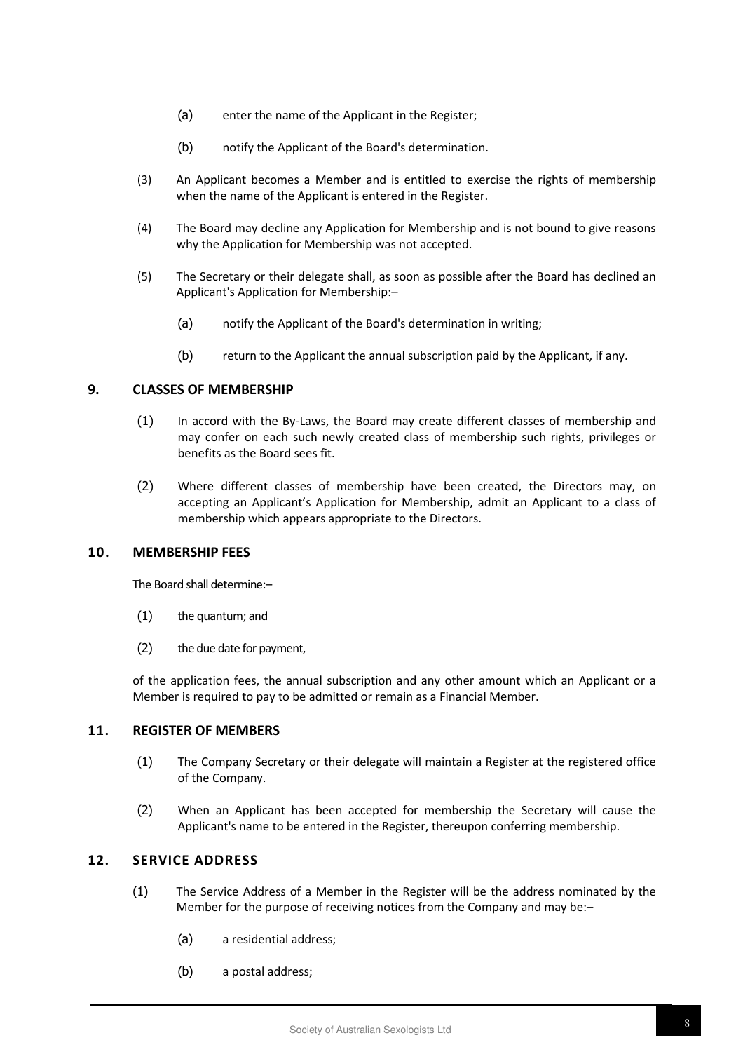(a) enter the name of the Applicant in the Register;

(b) notify the Applicant of the Board's determination.

(3) An Applicant becomes a Member and is entitled to exercise the rights of membership when the name of the Applicant is entered in the Register.

(4) The Board may decline any Application for Membership and is not bound to give reasons why the Application for Membership was not accepted.

(5) The Secretary or their delegate shall, as soon as possible after the Board has declined an Applicant's Application for Membership:–

(a) notify the Applicant of the Board's determination in writing;

(b) return to the Applicant the annual subscription paid by the Applicant, if any.

## 9. CLASSES OF MEMBERSHIP

(1) In accord with the By-Laws, the Board may create different classes of membership and may confer on each such newly created class of membership such rights, privileges or benefits as the Board sees fit.

(2) Where different classes of membership have been created, the Directors may, on accepting an Applicant's Application for Membership, admit an Applicant to a class of membership which appears appropriate to the Directors.

## 10. MEMBERSHIP FEES

The Board shall determine:–

(1) the quantum; and

(2) the due date for payment,

of the application fees, the annual subscription and any other amount which an Applicant or a Member is required to pay to be admitted or remain as a Financial Member.

## 11. REGISTER OF MEMBERS

(1) The Company Secretary or their delegate will maintain a Register at the registered office of the Company.

(2) When an Applicant has been accepted for membership the Secretary will cause the Applicant's name to be entered in the Register, thereupon conferring membership.

## 12. SERVICE ADDRESS

(1) The Service Address of a Member in the Register will be the address nominated by the Member for the purpose of receiving notices from the Company and may be:–

(a) a residential address;

(b) a postal address;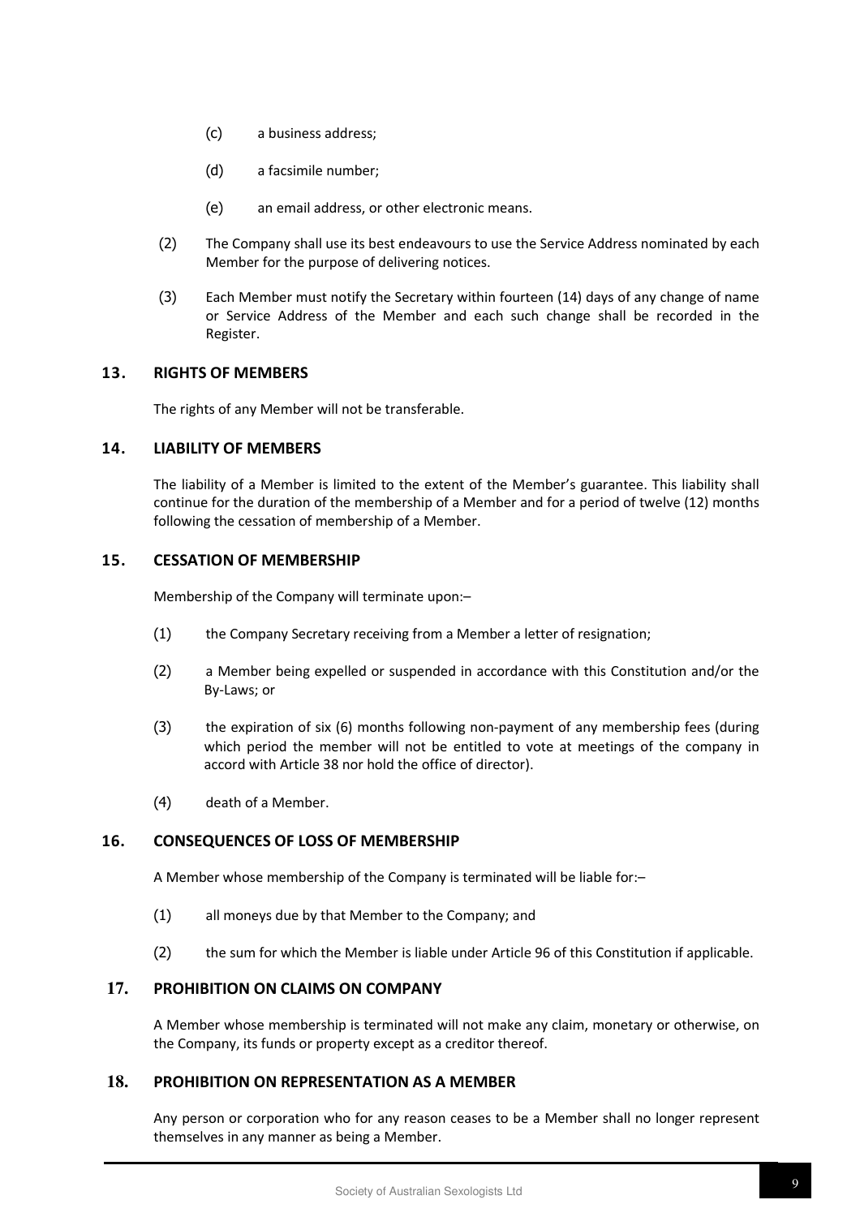(c) a business address;

(d) a facsimile number;

(e) an email address, or other electronic means.

(2) The Company shall use its best endeavours to use the Service Address nominated by each Member for the purpose of delivering notices.

(3) Each Member must notify the Secretary within fourteen (14) days of any change of name or Service Address of the Member and each such change shall be recorded in the Register.

## 13. RIGHTS OF MEMBERS

The rights of any Member will not be transferable.

## 14. LIABILITY OF MEMBERS

The liability of a Member is limited to the extent of the Member's guarantee. This liability shall continue for the duration of the membership of a Member and for a period of twelve (12) months following the cessation of membership of a Member.

## 15. CESSATION OF MEMBERSHIP

Membership of the Company will terminate upon:–

(1) the Company Secretary receiving from a Member a letter of resignation;

(2) a Member being expelled or suspended in accordance with this Constitution and/or the By-Laws; or

(3) the expiration of six (6) months following non-payment of any membership fees (during which period the member will not be entitled to vote at meetings of the company in accord with Article 38 nor hold the office of director).

(4) death of a Member.

## 16. CONSEQUENCES OF LOSS OF MEMBERSHIP

A Member whose membership of the Company is terminated will be liable for:–

(1) all moneys due by that Member to the Company; and

(2) the sum for which the Member is liable under Article 96 of this Constitution if applicable.

## 17. PROHIBITION ON CLAIMS ON COMPANY

A Member whose membership is terminated will not make any claim, monetary or otherwise, on the Company, its funds or property except as a creditor thereof.

## 18. PROHIBITION ON REPRESENTATION AS A MEMBER

Any person or corporation who for any reason ceases to be a Member shall no longer represent themselves in any manner as being a Member.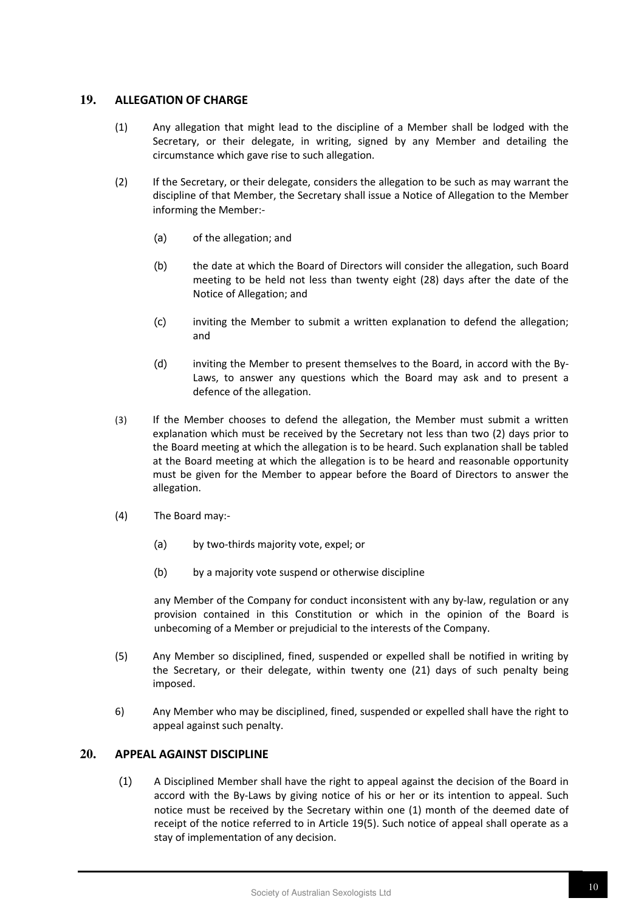## 19. ALLEGATION OF CHARGE

(1) Any allegation that might lead to the discipline of a Member shall be lodged with the Secretary, or their delegate, in writing, signed by any Member and detailing the circumstance which gave rise to such allegation.

(2) If the Secretary, or their delegate, considers the allegation to be such as may warrant the discipline of that Member, the Secretary shall issue a Notice of Allegation to the Member informing the Member:-

(a) of the allegation; and

(b) the date at which the Board of Directors will consider the allegation, such Board meeting to be held not less than twenty eight (28) days after the date of the Notice of Allegation; and

(c) inviting the Member to submit a written explanation to defend the allegation; and

(d) inviting the Member to present themselves to the Board, in accord with the By-Laws, to answer any questions which the Board may ask and to present a defence of the allegation.

(3) If the Member chooses to defend the allegation, the Member must submit a written explanation which must be received by the Secretary not less than two (2) days prior to the Board meeting at which the allegation is to be heard. Such explanation shall be tabled at the Board meeting at which the allegation is to be heard and reasonable opportunity must be given for the Member to appear before the Board of Directors to answer the allegation.

(4) The Board may:-

(a) by two-thirds majority vote, expel; or

(b) by a majority vote suspend or otherwise discipline

any Member of the Company for conduct inconsistent with any by-law, regulation or any provision contained in this Constitution or which in the opinion of the Board is unbecoming of a Member or prejudicial to the interests of the Company.

(5) Any Member so disciplined, fined, suspended or expelled shall be notified in writing by the Secretary, or their delegate, within twenty one (21) days of such penalty being imposed.

6) Any Member who may be disciplined, fined, suspended or expelled shall have the right to appeal against such penalty.

## 20. APPEAL AGAINST DISCIPLINE

(1) A Disciplined Member shall have the right to appeal against the decision of the Board in accord with the By-Laws by giving notice of his or her or its intention to appeal. Such notice must be received by the Secretary within one (1) month of the deemed date of receipt of the notice referred to in Article 19(5). Such notice of appeal shall operate as a stay of implementation of any decision.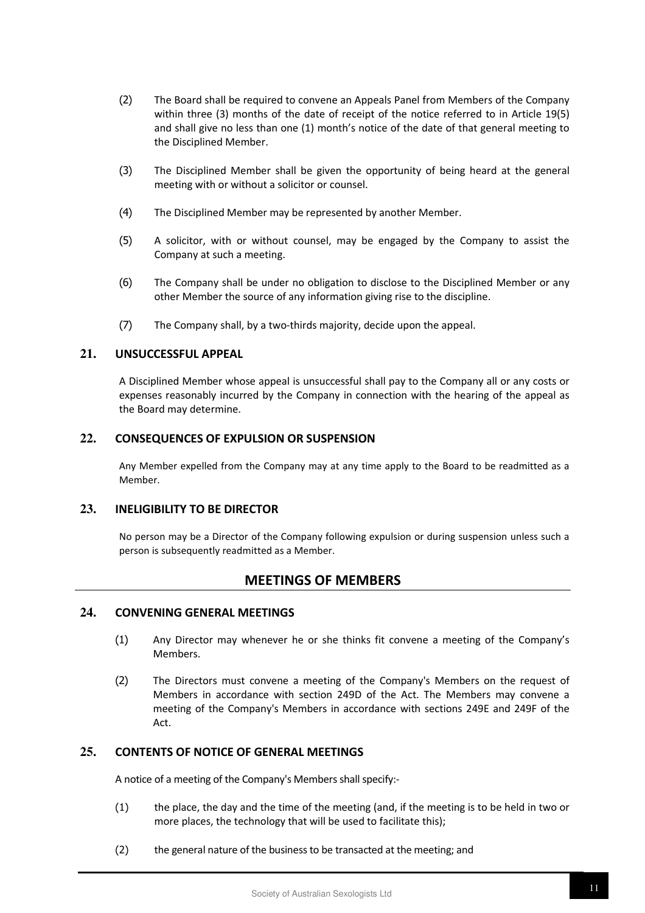(2) The Board shall be required to convene an Appeals Panel from Members of the Company within three (3) months of the date of receipt of the notice referred to in Article 19(5) and shall give no less than one (1) month's notice of the date of that general meeting to the Disciplined Member.

(3) The Disciplined Member shall be given the opportunity of being heard at the general meeting with or without a solicitor or counsel.

(4) The Disciplined Member may be represented by another Member.

(5) A solicitor, with or without counsel, may be engaged by the Company to assist the Company at such a meeting.

(6) The Company shall be under no obligation to disclose to the Disciplined Member or any other Member the source of any information giving rise to the discipline.

(7) The Company shall, by a two-thirds majority, decide upon the appeal.

## 21. UNSUCCESSFUL APPEAL

A Disciplined Member whose appeal is unsuccessful shall pay to the Company all or any costs or expenses reasonably incurred by the Company in connection with the hearing of the appeal as the Board may determine.

## 22. CONSEQUENCES OF EXPULSION OR SUSPENSION

Any Member expelled from the Company may at any time apply to the Board to be readmitted as a Member.

## 23. INELIGIBILITY TO BE DIRECTOR

No person may be a Director of the Company following expulsion or during suspension unless such a person is subsequently readmitted as a Member.

# MEETINGS OF MEMBERS

## 24. CONVENING GENERAL MEETINGS

(1) Any Director may whenever he or she thinks fit convene a meeting of the Company's Members.

(2) The Directors must convene a meeting of the Company's Members on the request of Members in accordance with section 249D of the Act. The Members may convene a meeting of the Company's Members in accordance with sections 249E and 249F of the Act.

## 25. CONTENTS OF NOTICE OF GENERAL MEETINGS

A notice of a meeting of the Company's Members shall specify:-

(1) the place, the day and the time of the meeting (and, if the meeting is to be held in two or more places, the technology that will be used to facilitate this);

(2) the general nature of the business to be transacted at the meeting; and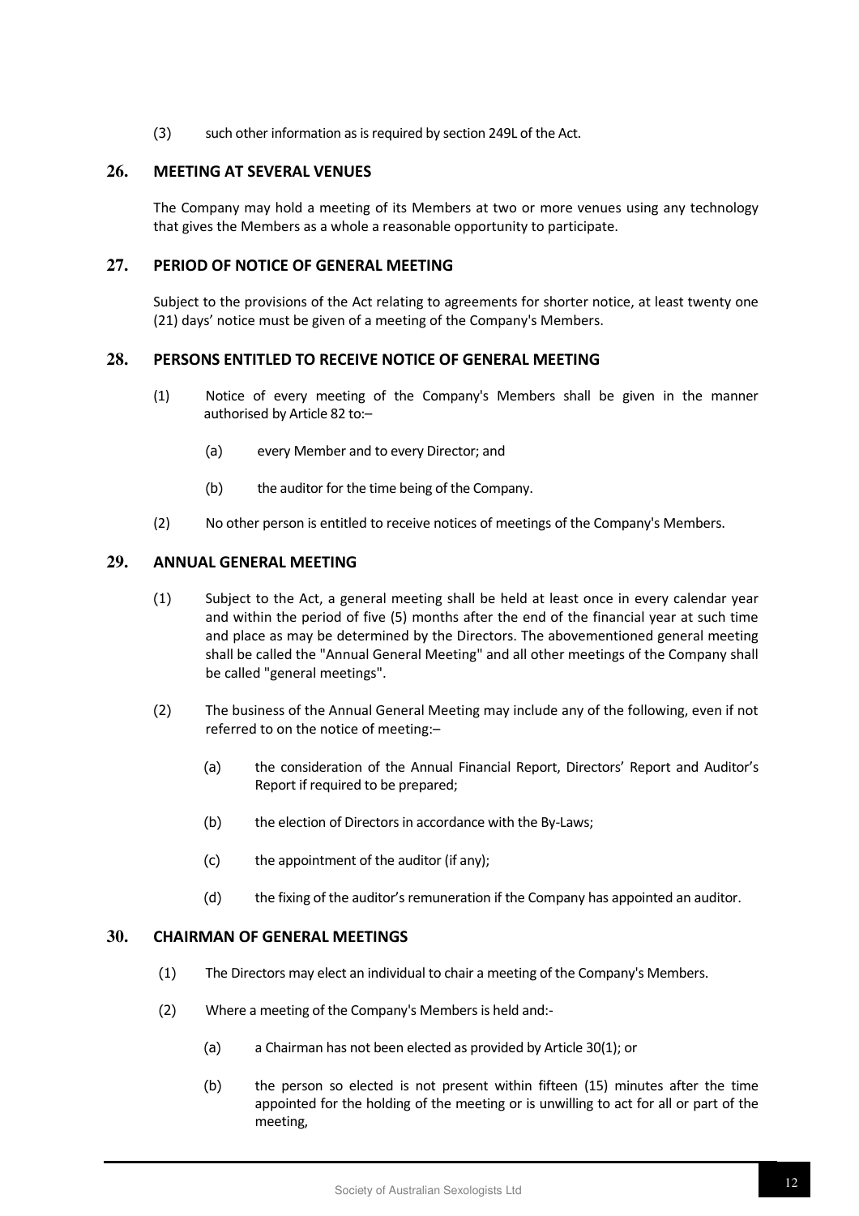(3) such other information as is required by section 249L of the Act.

## 26. MEETING AT SEVERAL VENUES

The Company may hold a meeting of its Members at two or more venues using any technology that gives the Members as a whole a reasonable opportunity to participate.

## 27. PERIOD OF NOTICE OF GENERAL MEETING

Subject to the provisions of the Act relating to agreements for shorter notice, at least twenty one (21) days' notice must be given of a meeting of the Company's Members.

## 28. PERSONS ENTITLED TO RECEIVE NOTICE OF GENERAL MEETING

(1) Notice of every meeting of the Company's Members shall be given in the manner authorised by Article 82 to:–

(a) every Member and to every Director; and

(b) the auditor for the time being of the Company.

(2) No other person is entitled to receive notices of meetings of the Company's Members.

## 29. ANNUAL GENERAL MEETING

(1) Subject to the Act, a general meeting shall be held at least once in every calendar year and within the period of five (5) months after the end of the financial year at such time and place as may be determined by the Directors. The abovementioned general meeting shall be called the "Annual General Meeting" and all other meetings of the Company shall be called "general meetings".

(2) The business of the Annual General Meeting may include any of the following, even if not referred to on the notice of meeting:–

(a) the consideration of the Annual Financial Report, Directors' Report and Auditor's Report if required to be prepared;

(b) the election of Directors in accordance with the By-Laws;

(c) the appointment of the auditor (if any);

(d) the fixing of the auditor's remuneration if the Company has appointed an auditor.

## 30. CHAIRMAN OF GENERAL MEETINGS

(1) The Directors may elect an individual to chair a meeting of the Company's Members.

(2) Where a meeting of the Company's Members is held and:-

(a) a Chairman has not been elected as provided by Article 30(1); or

(b) the person so elected is not present within fifteen (15) minutes after the time appointed for the holding of the meeting or is unwilling to act for all or part of the meeting,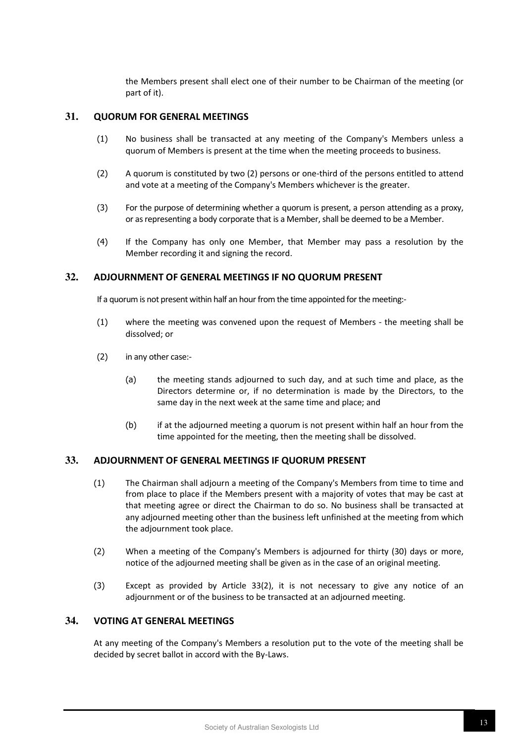the Members present shall elect one of their number to be Chairman of the meeting (or part of it).

## 31. QUORUM FOR GENERAL MEETINGS

(1) No business shall be transacted at any meeting of the Company's Members unless a quorum of Members is present at the time when the meeting proceeds to business.

(2) A quorum is constituted by two (2) persons or one-third of the persons entitled to attend and vote at a meeting of the Company's Members whichever is the greater.

(3) For the purpose of determining whether a quorum is present, a person attending as a proxy, or as representing a body corporate that is a Member, shall be deemed to be a Member.

(4) If the Company has only one Member, that Member may pass a resolution by the Member recording it and signing the record.

## 32. ADJOURNMENT OF GENERAL MEETINGS IF NO QUORUM PRESENT

If a quorum is not present within half an hour from the time appointed for the meeting:-

(1) where the meeting was convened upon the request of Members - the meeting shall be dissolved; or

(2) in any other case:-

(a) the meeting stands adjourned to such day, and at such time and place, as the Directors determine or, if no determination is made by the Directors, to the same day in the next week at the same time and place; and

(b) if at the adjourned meeting a quorum is not present within half an hour from the time appointed for the meeting, then the meeting shall be dissolved.

## 33. ADJOURNMENT OF GENERAL MEETINGS IF QUORUM PRESENT

(1) The Chairman shall adjourn a meeting of the Company's Members from time to time and from place to place if the Members present with a majority of votes that may be cast at that meeting agree or direct the Chairman to do so. No business shall be transacted at any adjourned meeting other than the business left unfinished at the meeting from which the adjournment took place.

(2) When a meeting of the Company's Members is adjourned for thirty (30) days or more, notice of the adjourned meeting shall be given as in the case of an original meeting.

(3) Except as provided by Article 33(2), it is not necessary to give any notice of an adjournment or of the business to be transacted at an adjourned meeting.

## 34. VOTING AT GENERAL MEETINGS

At any meeting of the Company's Members a resolution put to the vote of the meeting shall be decided by secret ballot in accord with the By-Laws.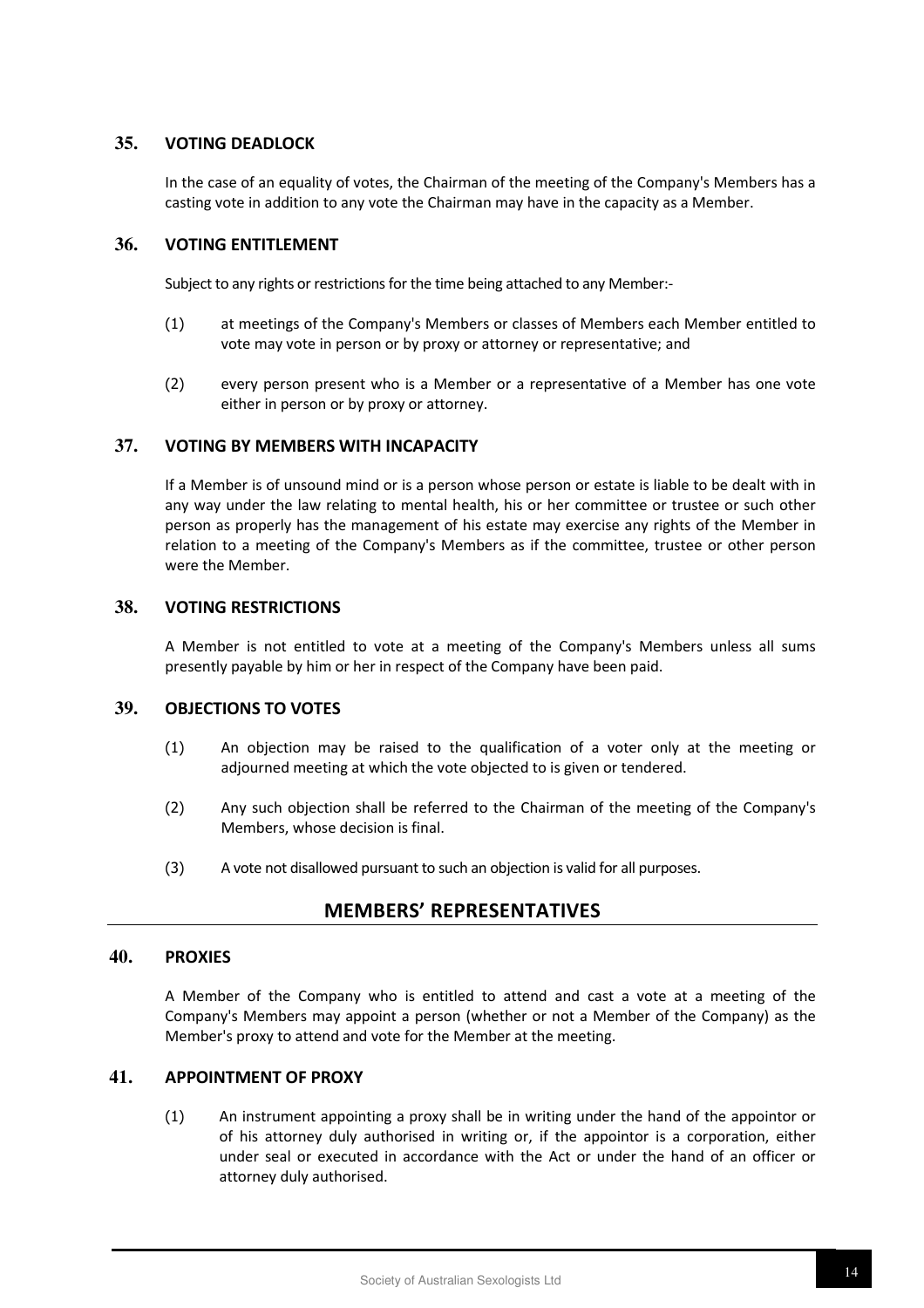## 35. VOTING DEADLOCK

In the case of an equality of votes, the Chairman of the meeting of the Company's Members has a casting vote in addition to any vote the Chairman may have in the capacity as a Member.

## 36. VOTING ENTITLEMENT

Subject to any rights or restrictions for the time being attached to any Member:-

(1) at meetings of the Company's Members or classes of Members each Member entitled to vote may vote in person or by proxy or attorney or representative; and

(2) every person present who is a Member or a representative of a Member has one vote either in person or by proxy or attorney.

## 37. VOTING BY MEMBERS WITH INCAPACITY

If a Member is of unsound mind or is a person whose person or estate is liable to be dealt with in any way under the law relating to mental health, his or her committee or trustee or such other person as properly has the management of his estate may exercise any rights of the Member in relation to a meeting of the Company's Members as if the committee, trustee or other person were the Member.

## 38. VOTING RESTRICTIONS

A Member is not entitled to vote at a meeting of the Company's Members unless all sums presently payable by him or her in respect of the Company have been paid.

## 39. OBJECTIONS TO VOTES

(1) An objection may be raised to the qualification of a voter only at the meeting or adjourned meeting at which the vote objected to is given or tendered.

(2) Any such objection shall be referred to the Chairman of the meeting of the Company's Members, whose decision is final.

(3) A vote not disallowed pursuant to such an objection is valid for all purposes.

# MEMBERS' REPRESENTATIVES

## 40. PROXIES

A Member of the Company who is entitled to attend and cast a vote at a meeting of the Company's Members may appoint a person (whether or not a Member of the Company) as the Member's proxy to attend and vote for the Member at the meeting.

## 41. APPOINTMENT OF PROXY

(1) An instrument appointing a proxy shall be in writing under the hand of the appointor or of his attorney duly authorised in writing or, if the appointor is a corporation, either under seal or executed in accordance with the Act or under the hand of an officer or attorney duly authorised.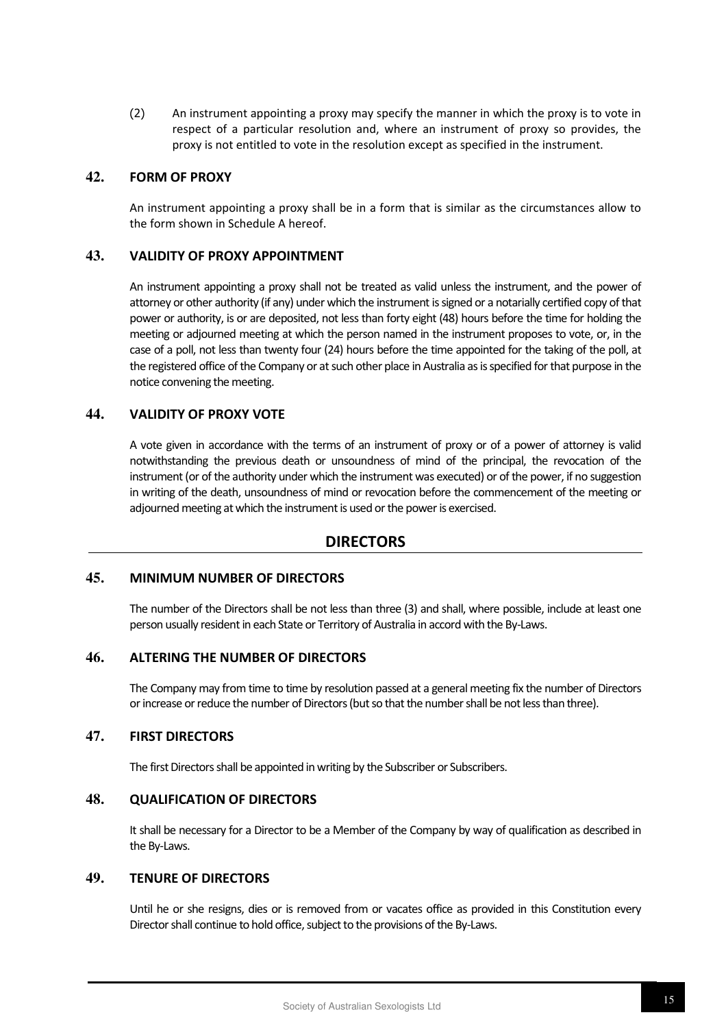(2) An instrument appointing a proxy may specify the manner in which the proxy is to vote in respect of a particular resolution and, where an instrument of proxy so provides, the proxy is not entitled to vote in the resolution except as specified in the instrument.

### 42. FORM OF PROXY

An instrument appointing a proxy shall be in a form that is similar as the circumstances allow to the form shown in Schedule A hereof.

### 43. VALIDITY OF PROXY APPOINTMENT

An instrument appointing a proxy shall not be treated as valid unless the instrument, and the power of attorney or other authority (if any) under which the instrument is signed or a notarially certified copy of that power or authority, is or are deposited, not less than forty eight (48) hours before the time for holding the meeting or adjourned meeting at which the person named in the instrument proposes to vote, or, in the case of a poll, not less than twenty four (24) hours before the time appointed for the taking of the poll, at the registered office of the Company or at such other place in Australia as is specified for that purpose in the notice convening the meeting.

### 44. VALIDITY OF PROXY VOTE

A vote given in accordance with the terms of an instrument of proxy or of a power of attorney is valid notwithstanding the previous death or unsoundness of mind of the principal, the revocation of the instrument (or of the authority under which the instrument was executed) or of the power, if no suggestion in writing of the death, unsoundness of mind or revocation before the commencement of the meeting or adjourned meeting at which the instrument is used or the power is exercised.

## DIRECTORS

### 45. MINIMUM NUMBER OF DIRECTORS

The number of the Directors shall be not less than three (3) and shall, where possible, include at least one person usually resident in each State or Territory of Australia in accord with the By-Laws.

### 46. ALTERING THE NUMBER OF DIRECTORS

The Company may from time to time by resolution passed at a general meeting fix the number of Directors or increase or reduce the number of Directors (but so that the number shall be not less than three).

### 47. FIRST DIRECTORS

The first Directors shall be appointed in writing by the Subscriber or Subscribers.

### 48. QUALIFICATION OF DIRECTORS

It shall be necessary for a Director to be a Member of the Company by way of qualification as described in the By-Laws.

### 49. TENURE OF DIRECTORS

Until he or she resigns, dies or is removed from or vacates office as provided in this Constitution every Director shall continue to hold office, subject to the provisions of the By-Laws.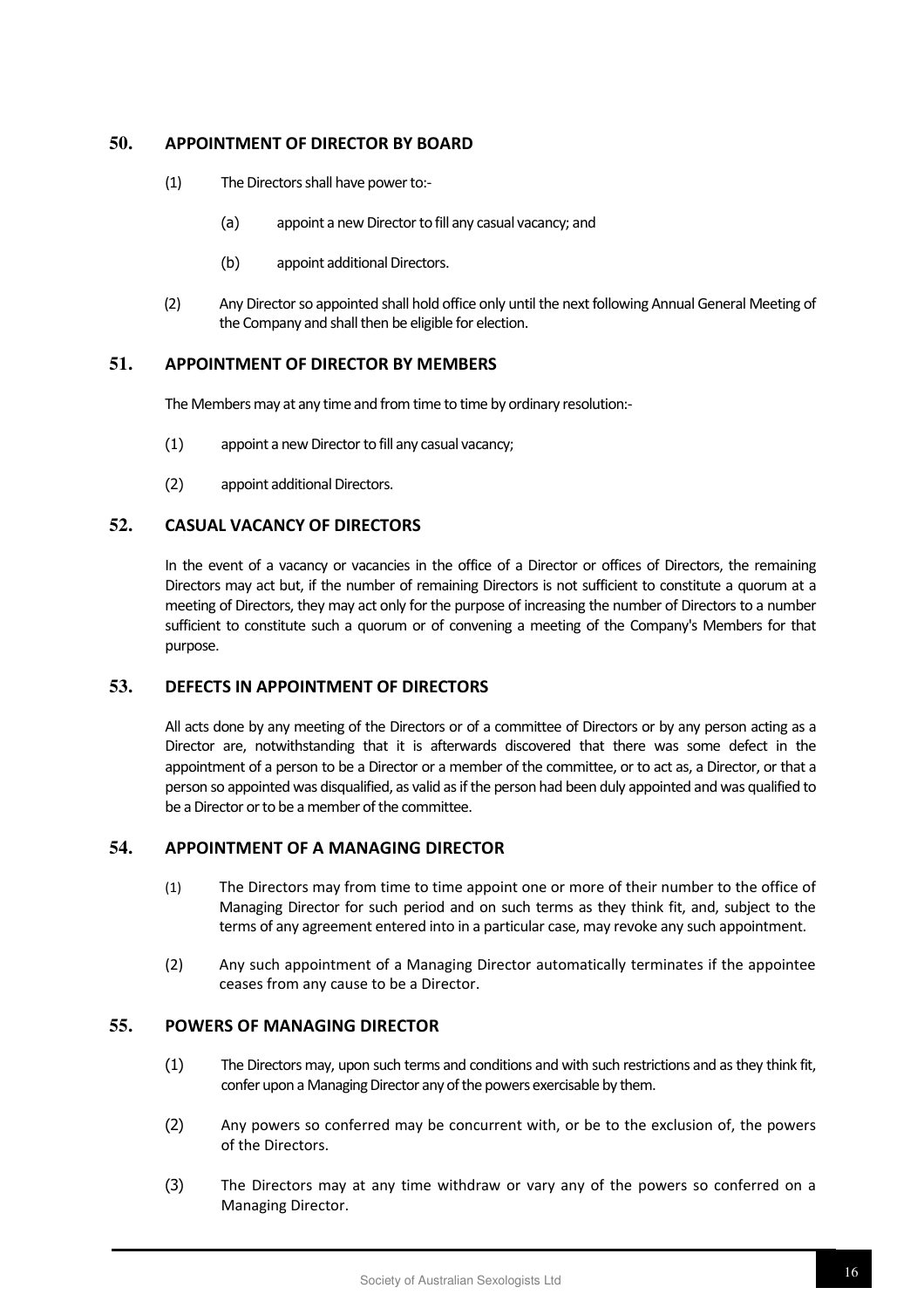## 50. APPOINTMENT OF DIRECTOR BY BOARD

(1) The Directors shall have power to:-

(a) appoint a new Director to fill any casual vacancy; and

(b) appoint additional Directors.

(2) Any Director so appointed shall hold office only until the next following Annual General Meeting of the Company and shall then be eligible for election.

## 51. APPOINTMENT OF DIRECTOR BY MEMBERS

The Members may at any time and from time to time by ordinary resolution:-

(1) appoint a new Director to fill any casual vacancy;

(2) appoint additional Directors.

## 52. CASUAL VACANCY OF DIRECTORS

In the event of a vacancy or vacancies in the office of a Director or offices of Directors, the remaining Directors may act but, if the number of remaining Directors is not sufficient to constitute a quorum at a meeting of Directors, they may act only for the purpose of increasing the number of Directors to a number sufficient to constitute such a quorum or of convening a meeting of the Company's Members for that purpose.

## 53. DEFECTS IN APPOINTMENT OF DIRECTORS

All acts done by any meeting of the Directors or of a committee of Directors or by any person acting as a Director are, notwithstanding that it is afterwards discovered that there was some defect in the appointment of a person to be a Director or a member of the committee, or to act as, a Director, or that a person so appointed was disqualified, as valid as if the person had been duly appointed and was qualified to be a Director or to be a member of the committee.

## 54. APPOINTMENT OF A MANAGING DIRECTOR

(1) The Directors may from time to time appoint one or more of their number to the office of Managing Director for such period and on such terms as they think fit, and, subject to the terms of any agreement entered into in a particular case, may revoke any such appointment.

(2) Any such appointment of a Managing Director automatically terminates if the appointee ceases from any cause to be a Director.

## 55. POWERS OF MANAGING DIRECTOR

(1) The Directors may, upon such terms and conditions and with such restrictions and as they think fit, confer upon a Managing Director any of the powers exercisable by them.

(2) Any powers so conferred may be concurrent with, or be to the exclusion of, the powers of the Directors.

(3) The Directors may at any time withdraw or vary any of the powers so conferred on a Managing Director.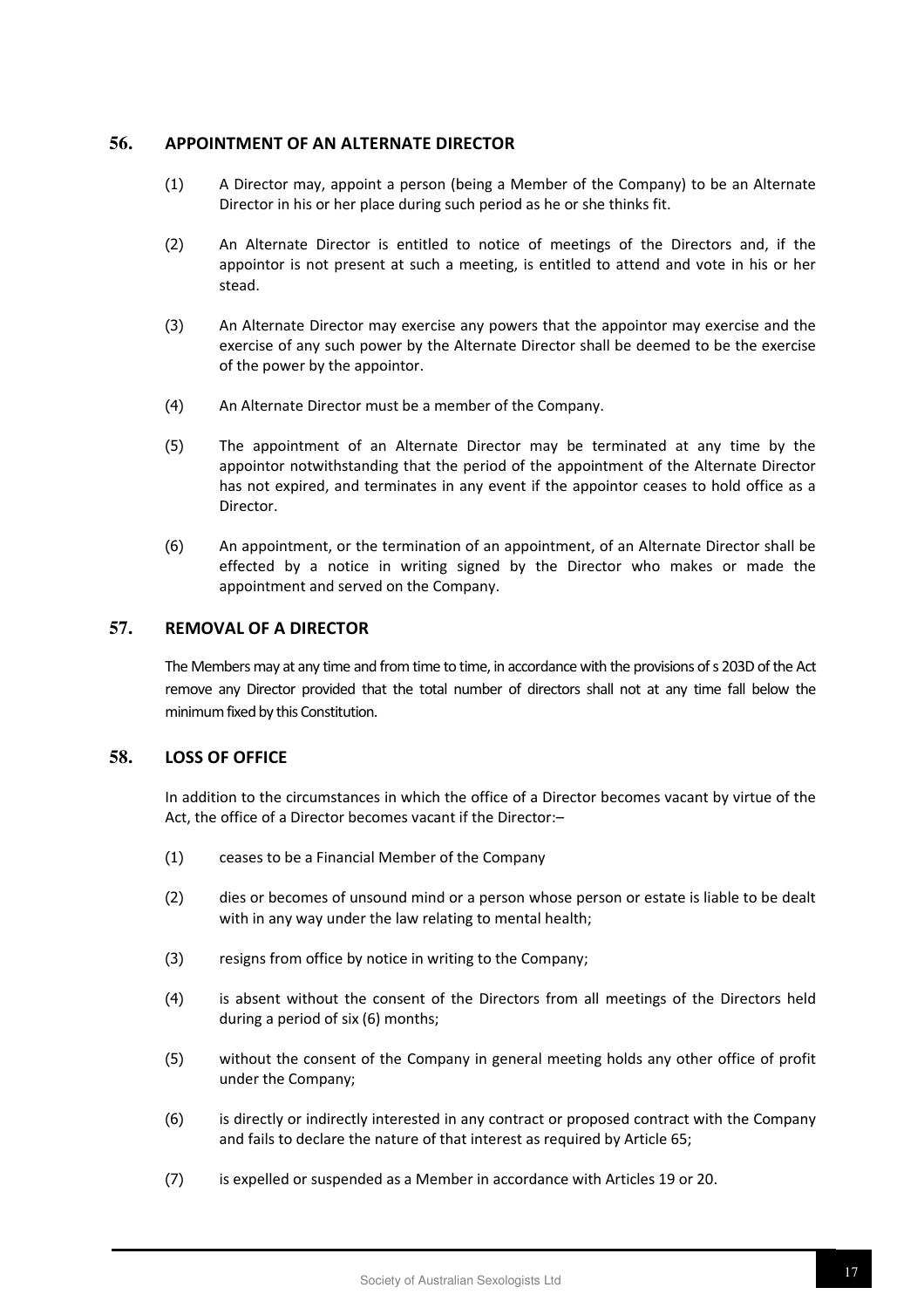## 56. APPOINTMENT OF AN ALTERNATE DIRECTOR

(1) A Director may, appoint a person (being a Member of the Company) to be an Alternate Director in his or her place during such period as he or she thinks fit.

(2) An Alternate Director is entitled to notice of meetings of the Directors and, if the appointor is not present at such a meeting, is entitled to attend and vote in his or her stead.

(3) An Alternate Director may exercise any powers that the appointor may exercise and the exercise of any such power by the Alternate Director shall be deemed to be the exercise of the power by the appointor.

(4) An Alternate Director must be a member of the Company.

(5) The appointment of an Alternate Director may be terminated at any time by the appointor notwithstanding that the period of the appointment of the Alternate Director has not expired, and terminates in any event if the appointor ceases to hold office as a Director.

(6) An appointment, or the termination of an appointment, of an Alternate Director shall be effected by a notice in writing signed by the Director who makes or made the appointment and served on the Company.

## 57. REMOVAL OF A DIRECTOR

The Members may at any time and from time to time, in accordance with the provisions of s 203D of the Act remove any Director provided that the total number of directors shall not at any time fall below the minimum fixed by this Constitution.

## 58. LOSS OF OFFICE

In addition to the circumstances in which the office of a Director becomes vacant by virtue of the Act, the office of a Director becomes vacant if the Director:–

(1) ceases to be a Financial Member of the Company

(2) dies or becomes of unsound mind or a person whose person or estate is liable to be dealt with in any way under the law relating to mental health;

(3) resigns from office by notice in writing to the Company;

(4) is absent without the consent of the Directors from all meetings of the Directors held during a period of six (6) months;

(5) without the consent of the Company in general meeting holds any other office of profit under the Company;

(6) is directly or indirectly interested in any contract or proposed contract with the Company and fails to declare the nature of that interest as required by Article 65;

(7) is expelled or suspended as a Member in accordance with Articles 19 or 20.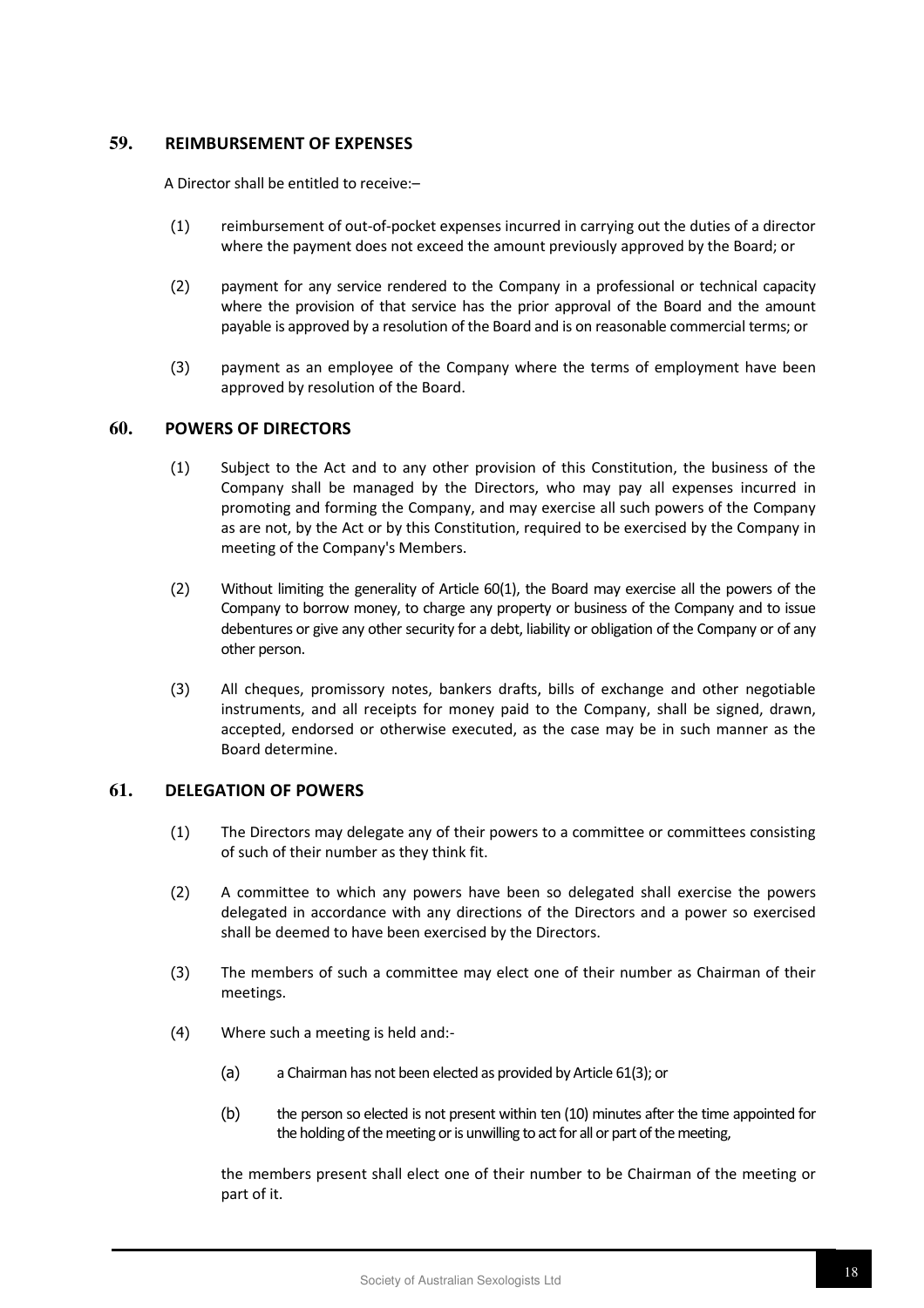## 59. REIMBURSEMENT OF EXPENSES

A Director shall be entitled to receive:–

(1) reimbursement of out-of-pocket expenses incurred in carrying out the duties of a director where the payment does not exceed the amount previously approved by the Board; or

(2) payment for any service rendered to the Company in a professional or technical capacity where the provision of that service has the prior approval of the Board and the amount payable is approved by a resolution of the Board and is on reasonable commercial terms; or

(3) payment as an employee of the Company where the terms of employment have been approved by resolution of the Board.

## 60. POWERS OF DIRECTORS

(1) Subject to the Act and to any other provision of this Constitution, the business of the Company shall be managed by the Directors, who may pay all expenses incurred in promoting and forming the Company, and may exercise all such powers of the Company as are not, by the Act or by this Constitution, required to be exercised by the Company in meeting of the Company's Members.

(2) Without limiting the generality of Article 60(1), the Board may exercise all the powers of the Company to borrow money, to charge any property or business of the Company and to issue debentures or give any other security for a debt, liability or obligation of the Company or of any other person.

(3) All cheques, promissory notes, bankers drafts, bills of exchange and other negotiable instruments, and all receipts for money paid to the Company, shall be signed, drawn, accepted, endorsed or otherwise executed, as the case may be in such manner as the Board determine.

## 61. DELEGATION OF POWERS

(1) The Directors may delegate any of their powers to a committee or committees consisting of such of their number as they think fit.

(2) A committee to which any powers have been so delegated shall exercise the powers delegated in accordance with any directions of the Directors and a power so exercised shall be deemed to have been exercised by the Directors.

(3) The members of such a committee may elect one of their number as Chairman of their meetings.

(4) Where such a meeting is held and:-

(a) a Chairman has not been elected as provided by Article 61(3); or

(b) the person so elected is not present within ten (10) minutes after the time appointed for the holding of the meeting or is unwilling to act for all or part of the meeting,

the members present shall elect one of their number to be Chairman of the meeting or part of it.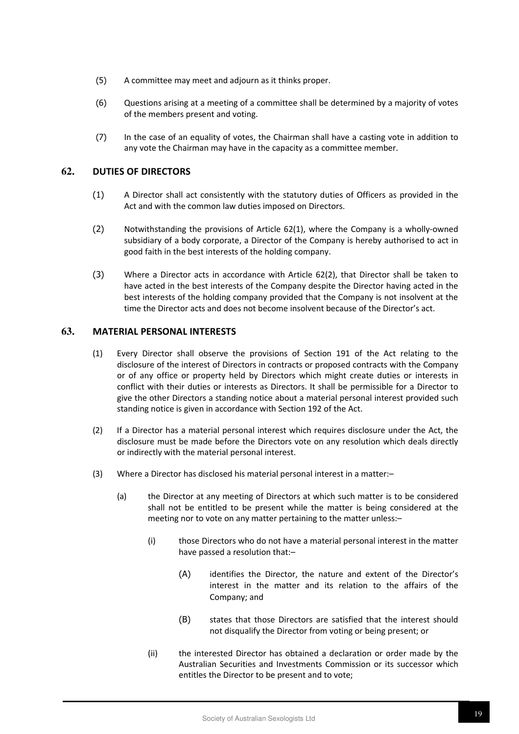(5) A committee may meet and adjourn as it thinks proper.

(6) Questions arising at a meeting of a committee shall be determined by a majority of votes of the members present and voting.

(7) In the case of an equality of votes, the Chairman shall have a casting vote in addition to any vote the Chairman may have in the capacity as a committee member.

## 62. DUTIES OF DIRECTORS

(1) A Director shall act consistently with the statutory duties of Officers as provided in the Act and with the common law duties imposed on Directors.

(2) Notwithstanding the provisions of Article 62(1), where the Company is a wholly-owned subsidiary of a body corporate, a Director of the Company is hereby authorised to act in good faith in the best interests of the holding company.

(3) Where a Director acts in accordance with Article 62(2), that Director shall be taken to have acted in the best interests of the Company despite the Director having acted in the best interests of the holding company provided that the Company is not insolvent at the time the Director acts and does not become insolvent because of the Director's act.

## 63. MATERIAL PERSONAL INTERESTS

(1) Every Director shall observe the provisions of Section 191 of the Act relating to the disclosure of the interest of Directors in contracts or proposed contracts with the Company or of any office or property held by Directors which might create duties or interests in conflict with their duties or interests as Directors. It shall be permissible for a Director to give the other Directors a standing notice about a material personal interest provided such standing notice is given in accordance with Section 192 of the Act.

(2) If a Director has a material personal interest which requires disclosure under the Act, the disclosure must be made before the Directors vote on any resolution which deals directly or indirectly with the material personal interest.

(3) Where a Director has disclosed his material personal interest in a matter:–

(a) the Director at any meeting of Directors at which such matter is to be considered shall not be entitled to be present while the matter is being considered at the meeting nor to vote on any matter pertaining to the matter unless:–

(i) those Directors who do not have a material personal interest in the matter have passed a resolution that:–

(A) identifies the Director, the nature and extent of the Director's interest in the matter and its relation to the affairs of the Company; and

(B) states that those Directors are satisfied that the interest should not disqualify the Director from voting or being present; or

(ii) the interested Director has obtained a declaration or order made by the Australian Securities and Investments Commission or its successor which entitles the Director to be present and to vote;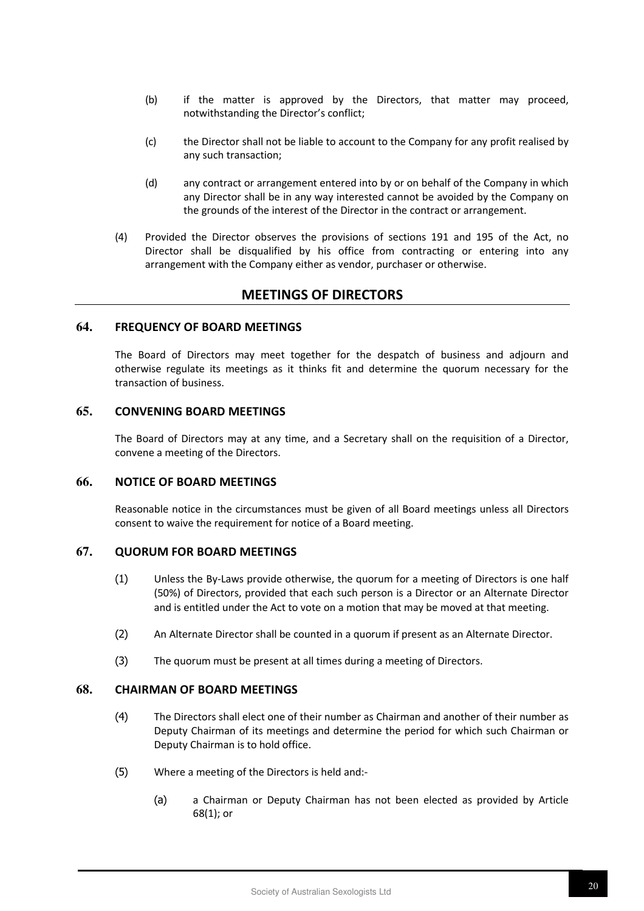(b) if the matter is approved by the Directors, that matter may proceed, notwithstanding the Director's conflict;

(c) the Director shall not be liable to account to the Company for any profit realised by any such transaction;

(d) any contract or arrangement entered into by or on behalf of the Company in which any Director shall be in any way interested cannot be avoided by the Company on the grounds of the interest of the Director in the contract or arrangement.

(4) Provided the Director observes the provisions of sections 191 and 195 of the Act, no Director shall be disqualified by his office from contracting or entering into any arrangement with the Company either as vendor, purchaser or otherwise.

## MEETINGS OF DIRECTORS

### 64. FREQUENCY OF BOARD MEETINGS

The Board of Directors may meet together for the despatch of business and adjourn and otherwise regulate its meetings as it thinks fit and determine the quorum necessary for the transaction of business.

### 65. CONVENING BOARD MEETINGS

The Board of Directors may at any time, and a Secretary shall on the requisition of a Director, convene a meeting of the Directors.

### 66. NOTICE OF BOARD MEETINGS

Reasonable notice in the circumstances must be given of all Board meetings unless all Directors consent to waive the requirement for notice of a Board meeting.

### 67. QUORUM FOR BOARD MEETINGS

(1) Unless the By-Laws provide otherwise, the quorum for a meeting of Directors is one half (50%) of Directors, provided that each such person is a Director or an Alternate Director and is entitled under the Act to vote on a motion that may be moved at that meeting.

(2) An Alternate Director shall be counted in a quorum if present as an Alternate Director.

(3) The quorum must be present at all times during a meeting of Directors.

### 68. CHAIRMAN OF BOARD MEETINGS

(4) The Directors shall elect one of their number as Chairman and another of their number as Deputy Chairman of its meetings and determine the period for which such Chairman or Deputy Chairman is to hold office.

(5) Where a meeting of the Directors is held and:-

(a) a Chairman or Deputy Chairman has not been elected as provided by Article 68(1); or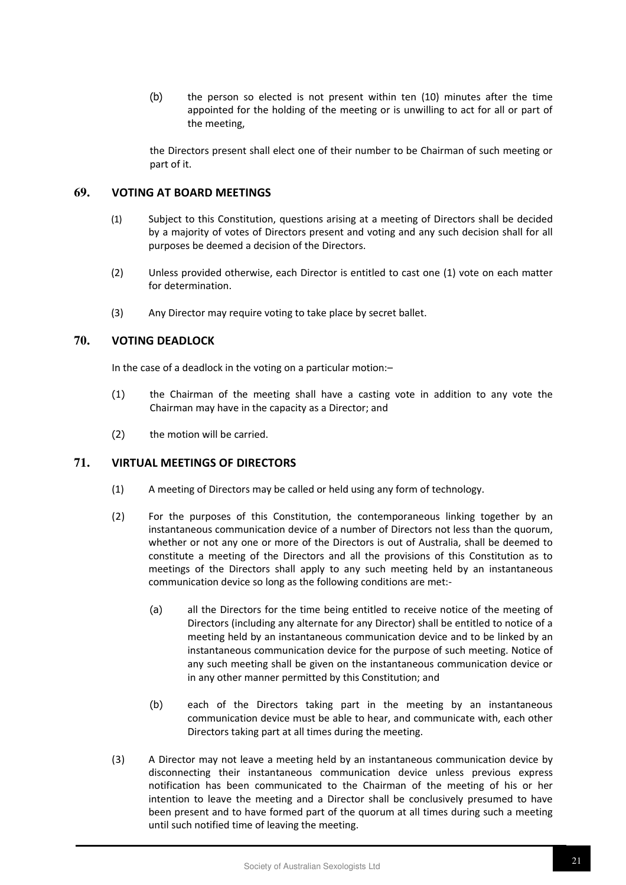(b) the person so elected is not present within ten (10) minutes after the time appointed for the holding of the meeting or is unwilling to act for all or part of the meeting,

the Directors present shall elect one of their number to be Chairman of such meeting or part of it.

## 69. VOTING AT BOARD MEETINGS

(1) Subject to this Constitution, questions arising at a meeting of Directors shall be decided by a majority of votes of Directors present and voting and any such decision shall for all purposes be deemed a decision of the Directors.

(2) Unless provided otherwise, each Director is entitled to cast one (1) vote on each matter for determination.

(3) Any Director may require voting to take place by secret ballet.

## 70. VOTING DEADLOCK

In the case of a deadlock in the voting on a particular motion:–

(1) the Chairman of the meeting shall have a casting vote in addition to any vote the Chairman may have in the capacity as a Director; and

(2) the motion will be carried.

## 71. VIRTUAL MEETINGS OF DIRECTORS

(1) A meeting of Directors may be called or held using any form of technology.

(2) For the purposes of this Constitution, the contemporaneous linking together by an instantaneous communication device of a number of Directors not less than the quorum, whether or not any one or more of the Directors is out of Australia, shall be deemed to constitute a meeting of the Directors and all the provisions of this Constitution as to meetings of the Directors shall apply to any such meeting held by an instantaneous communication device so long as the following conditions are met:-

(a) all the Directors for the time being entitled to receive notice of the meeting of Directors (including any alternate for any Director) shall be entitled to notice of a meeting held by an instantaneous communication device and to be linked by an instantaneous communication device for the purpose of such meeting. Notice of any such meeting shall be given on the instantaneous communication device or in any other manner permitted by this Constitution; and

(b) each of the Directors taking part in the meeting by an instantaneous communication device must be able to hear, and communicate with, each other Directors taking part at all times during the meeting.

(3) A Director may not leave a meeting held by an instantaneous communication device by disconnecting their instantaneous communication device unless previous express notification has been communicated to the Chairman of the meeting of his or her intention to leave the meeting and a Director shall be conclusively presumed to have been present and to have formed part of the quorum at all times during such a meeting until such notified time of leaving the meeting.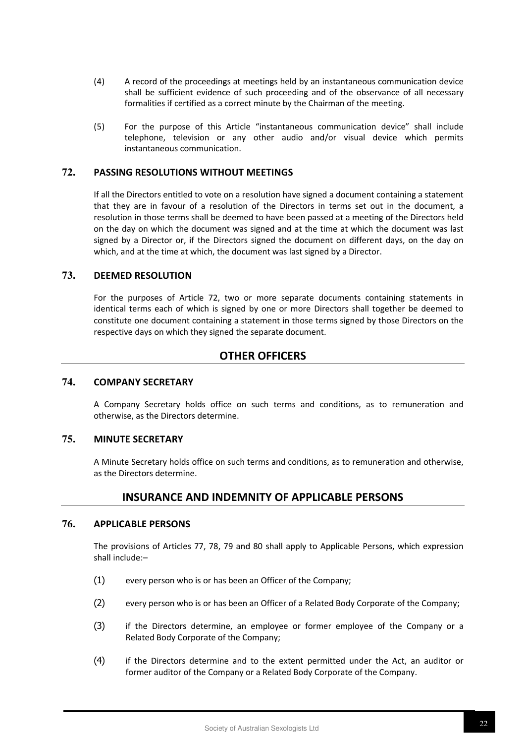(4) A record of the proceedings at meetings held by an instantaneous communication device shall be sufficient evidence of such proceeding and of the observance of all necessary formalities if certified as a correct minute by the Chairman of the meeting.

(5) For the purpose of this Article "instantaneous communication device" shall include telephone, television or any other audio and/or visual device which permits instantaneous communication.

### 72. PASSING RESOLUTIONS WITHOUT MEETINGS

If all the Directors entitled to vote on a resolution have signed a document containing a statement that they are in favour of a resolution of the Directors in terms set out in the document, a resolution in those terms shall be deemed to have been passed at a meeting of the Directors held on the day on which the document was signed and at the time at which the document was last signed by a Director or, if the Directors signed the document on different days, on the day on which, and at the time at which, the document was last signed by a Director.

### 73. DEEMED RESOLUTION

For the purposes of Article 72, two or more separate documents containing statements in identical terms each of which is signed by one or more Directors shall together be deemed to constitute one document containing a statement in those terms signed by those Directors on the respective days on which they signed the separate document.

## OTHER OFFICERS

### 74. COMPANY SECRETARY

A Company Secretary holds office on such terms and conditions, as to remuneration and otherwise, as the Directors determine.

### 75. MINUTE SECRETARY

A Minute Secretary holds office on such terms and conditions, as to remuneration and otherwise, as the Directors determine.

## INSURANCE AND INDEMNITY OF APPLICABLE PERSONS

### 76. APPLICABLE PERSONS

The provisions of Articles 77, 78, 79 and 80 shall apply to Applicable Persons, which expression shall include:–

(1) every person who is or has been an Officer of the Company;

(2) every person who is or has been an Officer of a Related Body Corporate of the Company;

(3) if the Directors determine, an employee or former employee of the Company or a Related Body Corporate of the Company;

(4) if the Directors determine and to the extent permitted under the Act, an auditor or former auditor of the Company or a Related Body Corporate of the Company.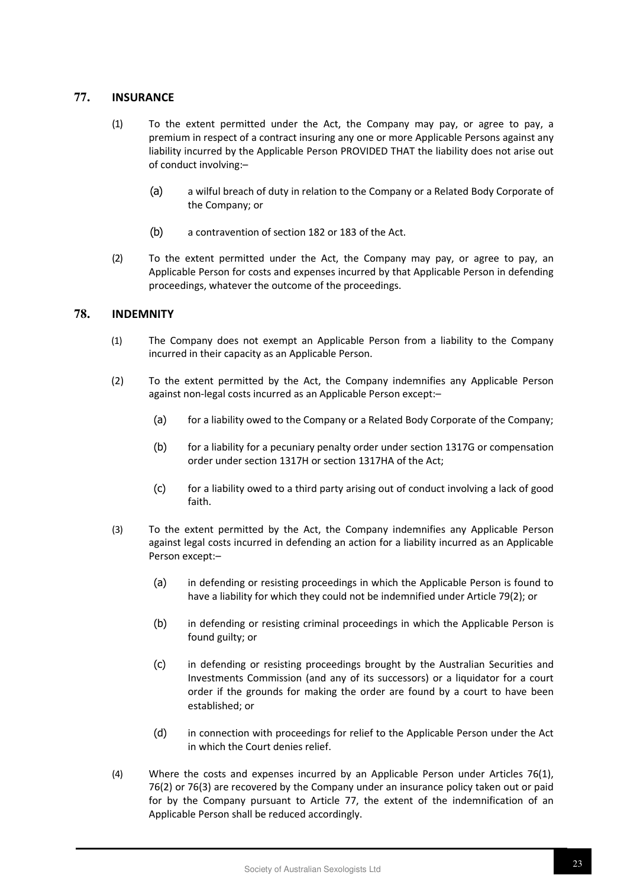## 77. INSURANCE

(1) To the extent permitted under the Act, the Company may pay, or agree to pay, a premium in respect of a contract insuring any one or more Applicable Persons against any liability incurred by the Applicable Person PROVIDED THAT the liability does not arise out of conduct involving:–

(a) a wilful breach of duty in relation to the Company or a Related Body Corporate of the Company; or

(b) a contravention of section 182 or 183 of the Act.

(2) To the extent permitted under the Act, the Company may pay, or agree to pay, an Applicable Person for costs and expenses incurred by that Applicable Person in defending proceedings, whatever the outcome of the proceedings.

## 78. INDEMNITY

(1) The Company does not exempt an Applicable Person from a liability to the Company incurred in their capacity as an Applicable Person.

(2) To the extent permitted by the Act, the Company indemnifies any Applicable Person against non-legal costs incurred as an Applicable Person except:–

(a) for a liability owed to the Company or a Related Body Corporate of the Company;

(b) for a liability for a pecuniary penalty order under section 1317G or compensation order under section 1317H or section 1317HA of the Act;

(c) for a liability owed to a third party arising out of conduct involving a lack of good faith.

(3) To the extent permitted by the Act, the Company indemnifies any Applicable Person against legal costs incurred in defending an action for a liability incurred as an Applicable Person except:–

(a) in defending or resisting proceedings in which the Applicable Person is found to have a liability for which they could not be indemnified under Article 79(2); or

(b) in defending or resisting criminal proceedings in which the Applicable Person is found guilty; or

(c) in defending or resisting proceedings brought by the Australian Securities and Investments Commission (and any of its successors) or a liquidator for a court order if the grounds for making the order are found by a court to have been established; or

(d) in connection with proceedings for relief to the Applicable Person under the Act in which the Court denies relief.

(4) Where the costs and expenses incurred by an Applicable Person under Articles 76(1), 76(2) or 76(3) are recovered by the Company under an insurance policy taken out or paid for by the Company pursuant to Article 77, the extent of the indemnification of an Applicable Person shall be reduced accordingly.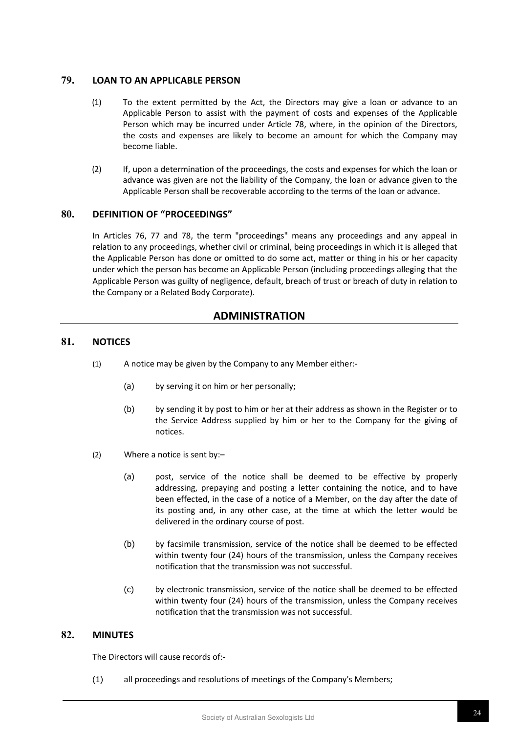## 79. LOAN TO AN APPLICABLE PERSON

(1) To the extent permitted by the Act, the Directors may give a loan or advance to an Applicable Person to assist with the payment of costs and expenses of the Applicable Person which may be incurred under Article 78, where, in the opinion of the Directors, the costs and expenses are likely to become an amount for which the Company may become liable.

(2) If, upon a determination of the proceedings, the costs and expenses for which the loan or advance was given are not the liability of the Company, the loan or advance given to the Applicable Person shall be recoverable according to the terms of the loan or advance.

## 80. DEFINITION OF "PROCEEDINGS"

In Articles 76, 77 and 78, the term "proceedings" means any proceedings and any appeal in relation to any proceedings, whether civil or criminal, being proceedings in which it is alleged that the Applicable Person has done or omitted to do some act, matter or thing in his or her capacity under which the person has become an Applicable Person (including proceedings alleging that the Applicable Person was guilty of negligence, default, breach of trust or breach of duty in relation to the Company or a Related Body Corporate).

# ADMINISTRATION

## 81. NOTICES

(1) A notice may be given by the Company to any Member either:-

(a) by serving it on him or her personally;

(b) by sending it by post to him or her at their address as shown in the Register or to the Service Address supplied by him or her to the Company for the giving of notices.

(2) Where a notice is sent by:–

(a) post, service of the notice shall be deemed to be effective by properly addressing, prepaying and posting a letter containing the notice, and to have been effected, in the case of a notice of a Member, on the day after the date of its posting and, in any other case, at the time at which the letter would be delivered in the ordinary course of post.

(b) by facsimile transmission, service of the notice shall be deemed to be effected within twenty four (24) hours of the transmission, unless the Company receives notification that the transmission was not successful.

(c) by electronic transmission, service of the notice shall be deemed to be effected within twenty four (24) hours of the transmission, unless the Company receives notification that the transmission was not successful.

## 82. MINUTES

The Directors will cause records of:-

(1) all proceedings and resolutions of meetings of the Company's Members;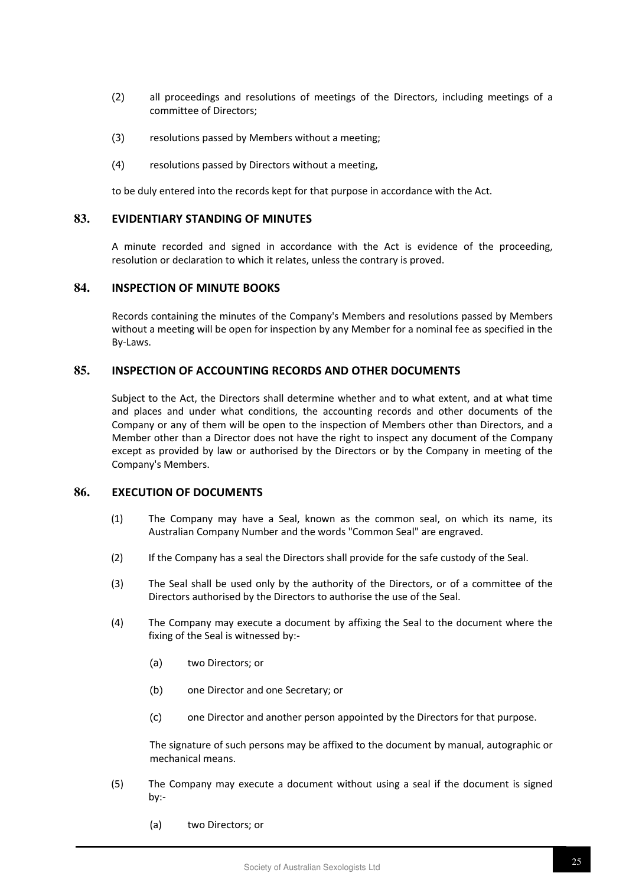(2) all proceedings and resolutions of meetings of the Directors, including meetings of a committee of Directors;

(3) resolutions passed by Members without a meeting;

(4) resolutions passed by Directors without a meeting,

to be duly entered into the records kept for that purpose in accordance with the Act.

## 83. EVIDENTIARY STANDING OF MINUTES

A minute recorded and signed in accordance with the Act is evidence of the proceeding, resolution or declaration to which it relates, unless the contrary is proved.

## 84. INSPECTION OF MINUTE BOOKS

Records containing the minutes of the Company's Members and resolutions passed by Members without a meeting will be open for inspection by any Member for a nominal fee as specified in the By-Laws.

## 85. INSPECTION OF ACCOUNTING RECORDS AND OTHER DOCUMENTS

Subject to the Act, the Directors shall determine whether and to what extent, and at what time and places and under what conditions, the accounting records and other documents of the Company or any of them will be open to the inspection of Members other than Directors, and a Member other than a Director does not have the right to inspect any document of the Company except as provided by law or authorised by the Directors or by the Company in meeting of the Company's Members.

## 86. EXECUTION OF DOCUMENTS

(1) The Company may have a Seal, known as the common seal, on which its name, its Australian Company Number and the words "Common Seal" are engraved.

(2) If the Company has a seal the Directors shall provide for the safe custody of the Seal.

(3) The Seal shall be used only by the authority of the Directors, or of a committee of the Directors authorised by the Directors to authorise the use of the Seal.

(4) The Company may execute a document by affixing the Seal to the document where the fixing of the Seal is witnessed by:-

(a) two Directors; or

(b) one Director and one Secretary; or

(c) one Director and another person appointed by the Directors for that purpose.

The signature of such persons may be affixed to the document by manual, autographic or mechanical means.

(5) The Company may execute a document without using a seal if the document is signed by:-

(a) two Directors; or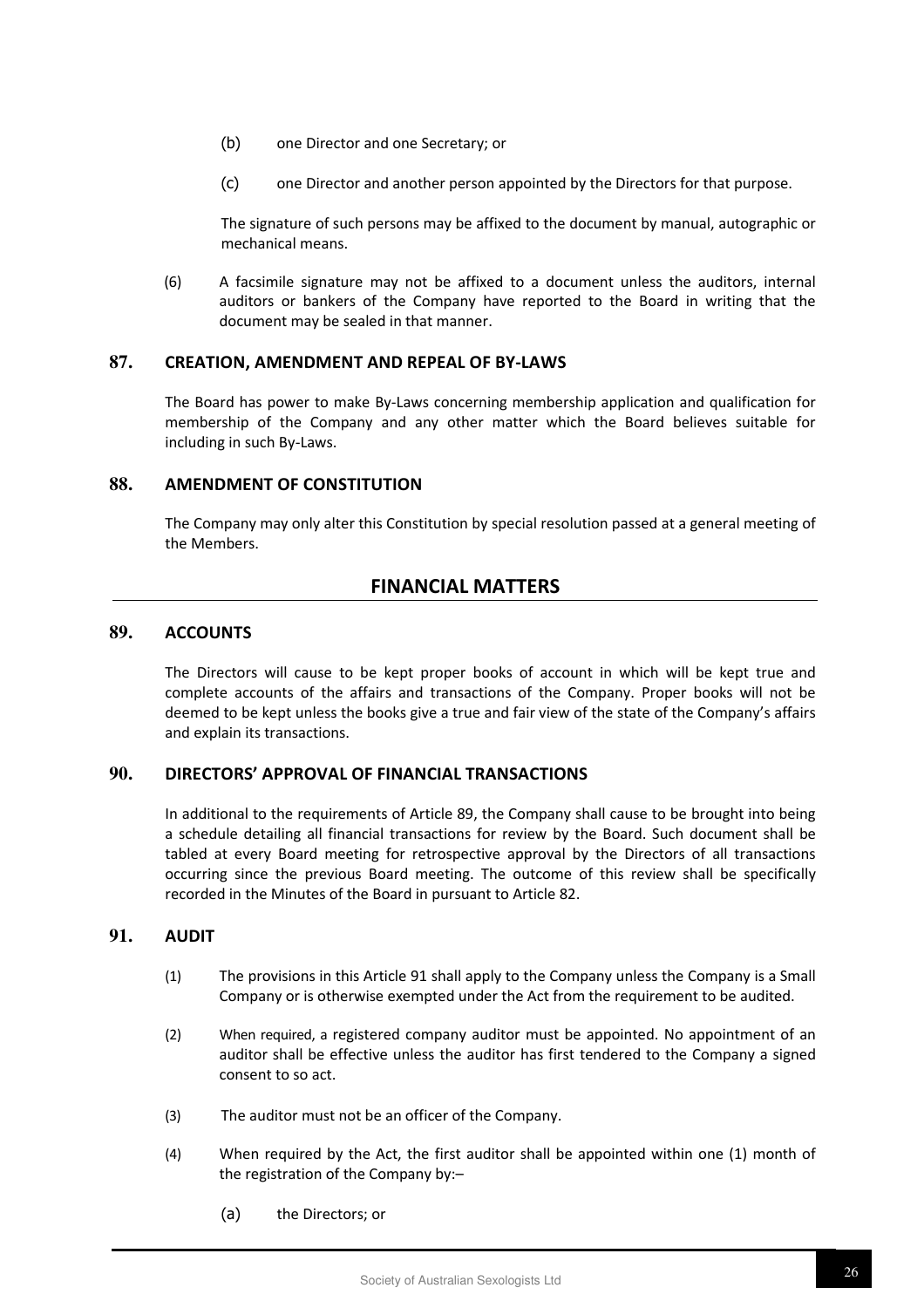(b) one Director and one Secretary; or

(c) one Director and another person appointed by the Directors for that purpose.

The signature of such persons may be affixed to the document by manual, autographic or mechanical means.

(6) A facsimile signature may not be affixed to a document unless the auditors, internal auditors or bankers of the Company have reported to the Board in writing that the document may be sealed in that manner.

## 87. CREATION, AMENDMENT AND REPEAL OF BY-LAWS

The Board has power to make By-Laws concerning membership application and qualification for membership of the Company and any other matter which the Board believes suitable for including in such By-Laws.

## 88. AMENDMENT OF CONSTITUTION

The Company may only alter this Constitution by special resolution passed at a general meeting of the Members.

# FINANCIAL MATTERS

## 89. ACCOUNTS

The Directors will cause to be kept proper books of account in which will be kept true and complete accounts of the affairs and transactions of the Company. Proper books will not be deemed to be kept unless the books give a true and fair view of the state of the Company's affairs and explain its transactions.

## 90. DIRECTORS' APPROVAL OF FINANCIAL TRANSACTIONS

In additional to the requirements of Article 89, the Company shall cause to be brought into being a schedule detailing all financial transactions for review by the Board. Such document shall be tabled at every Board meeting for retrospective approval by the Directors of all transactions occurring since the previous Board meeting. The outcome of this review shall be specifically recorded in the Minutes of the Board in pursuant to Article 82.

## 91. AUDIT

(1) The provisions in this Article 91 shall apply to the Company unless the Company is a Small Company or is otherwise exempted under the Act from the requirement to be audited.

(2) When required, a registered company auditor must be appointed. No appointment of an auditor shall be effective unless the auditor has first tendered to the Company a signed consent to so act.

(3) The auditor must not be an officer of the Company.

(4) When required by the Act, the first auditor shall be appointed within one (1) month of the registration of the Company by:–

(a) the Directors; or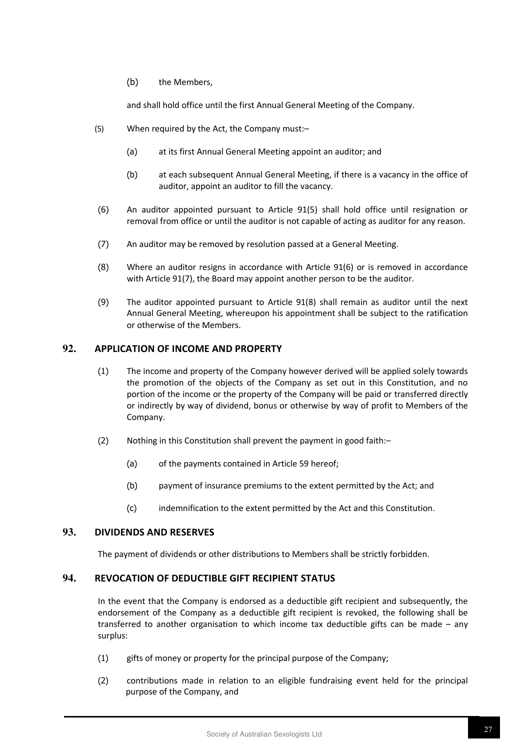(b) the Members,

and shall hold office until the first Annual General Meeting of the Company.

(5) When required by the Act, the Company must:–

(a) at its first Annual General Meeting appoint an auditor; and

(b) at each subsequent Annual General Meeting, if there is a vacancy in the office of auditor, appoint an auditor to fill the vacancy.

(6) An auditor appointed pursuant to Article 91(5) shall hold office until resignation or removal from office or until the auditor is not capable of acting as auditor for any reason.

(7) An auditor may be removed by resolution passed at a General Meeting.

(8) Where an auditor resigns in accordance with Article 91(6) or is removed in accordance with Article 91(7), the Board may appoint another person to be the auditor.

(9) The auditor appointed pursuant to Article 91(8) shall remain as auditor until the next Annual General Meeting, whereupon his appointment shall be subject to the ratification or otherwise of the Members.

## 92. APPLICATION OF INCOME AND PROPERTY

(1) The income and property of the Company however derived will be applied solely towards the promotion of the objects of the Company as set out in this Constitution, and no portion of the income or the property of the Company will be paid or transferred directly or indirectly by way of dividend, bonus or otherwise by way of profit to Members of the Company.

(2) Nothing in this Constitution shall prevent the payment in good faith:–

(a) of the payments contained in Article 59 hereof;

(b) payment of insurance premiums to the extent permitted by the Act; and

(c) indemnification to the extent permitted by the Act and this Constitution.

## 93. DIVIDENDS AND RESERVES

The payment of dividends or other distributions to Members shall be strictly forbidden.

## 94. REVOCATION OF DEDUCTIBLE GIFT RECIPIENT STATUS

In the event that the Company is endorsed as a deductible gift recipient and subsequently, the endorsement of the Company as a deductible gift recipient is revoked, the following shall be transferred to another organisation to which income tax deductible gifts can be made – any surplus:

(1) gifts of money or property for the principal purpose of the Company;

(2) contributions made in relation to an eligible fundraising event held for the principal purpose of the Company, and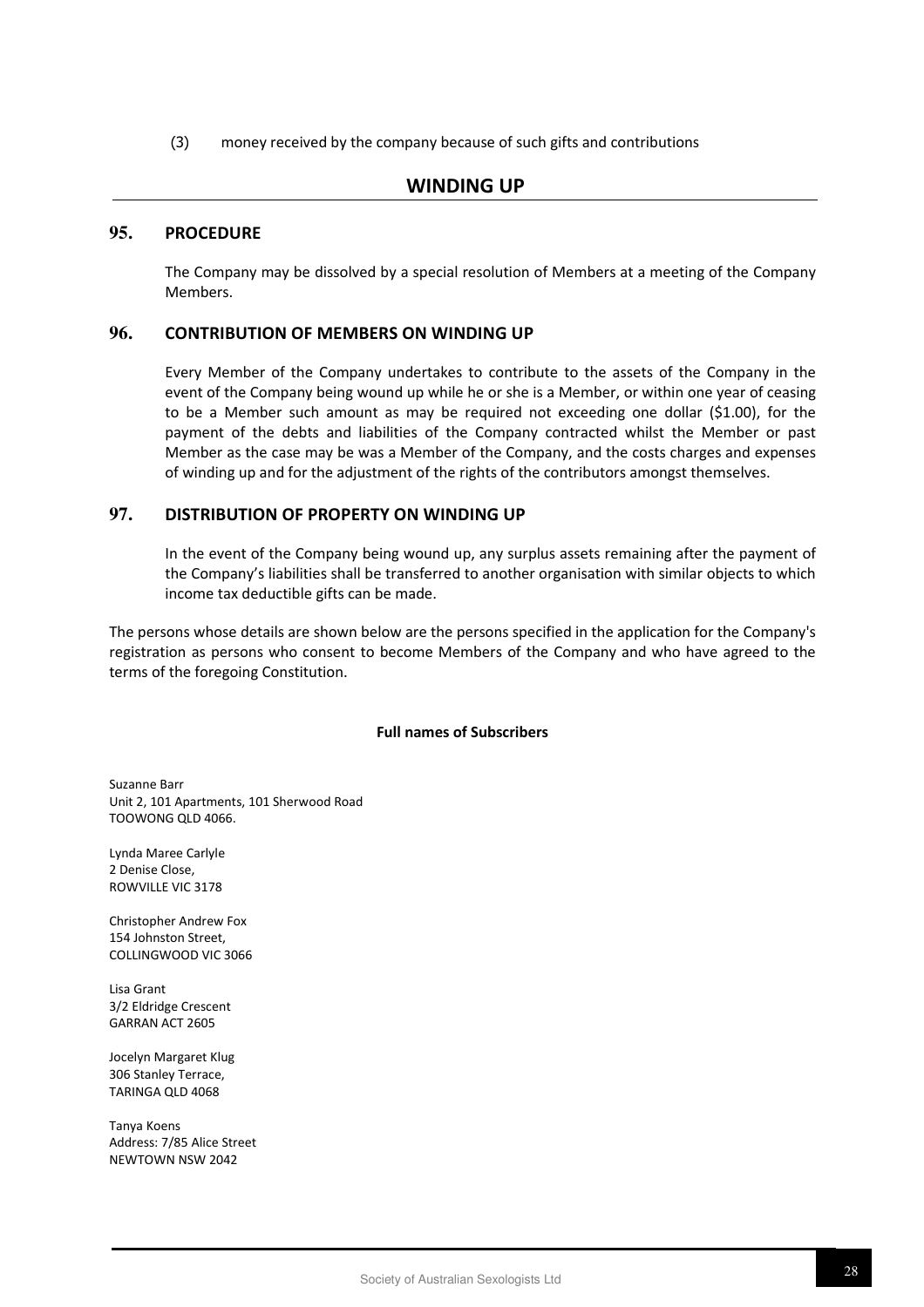(3) money received by the company because of such gifts and contributions

## WINDING UP

### 95. PROCEDURE

The Company may be dissolved by a special resolution of Members at a meeting of the Company Members.

### 96. CONTRIBUTION OF MEMBERS ON WINDING UP

Every Member of the Company undertakes to contribute to the assets of the Company in the event of the Company being wound up while he or she is a Member, or within one year of ceasing to be a Member such amount as may be required not exceeding one dollar ($1.00), for the payment of the debts and liabilities of the Company contracted whilst the Member or past Member as the case may be was a Member of the Company, and the costs charges and expenses of winding up and for the adjustment of the rights of the contributors amongst themselves.

### 97. DISTRIBUTION OF PROPERTY ON WINDING UP

In the event of the Company being wound up, any surplus assets remaining after the payment of the Company's liabilities shall be transferred to another organisation with similar objects to which income tax deductible gifts can be made.

The persons whose details are shown below are the persons specified in the application for the Company's registration as persons who consent to become Members of the Company and who have agreed to the terms of the foregoing Constitution.

**Full names of Subscribers**

Suzanne Barr
Unit 2, 101 Apartments, 101 Sherwood Road
TOOWONG QLD 4066.

Lynda Maree Carlyle
2 Denise Close,
ROWVILLE VIC 3178

Christopher Andrew Fox
154 Johnston Street,
COLLINGWOOD VIC 3066

Lisa Grant
3/2 Eldridge Crescent
GARRAN ACT 2605

Jocelyn Margaret Klug
306 Stanley Terrace,
TARINGA QLD 4068

Tanya Koens
Address: 7/85 Alice Street
NEWTOWN NSW 2042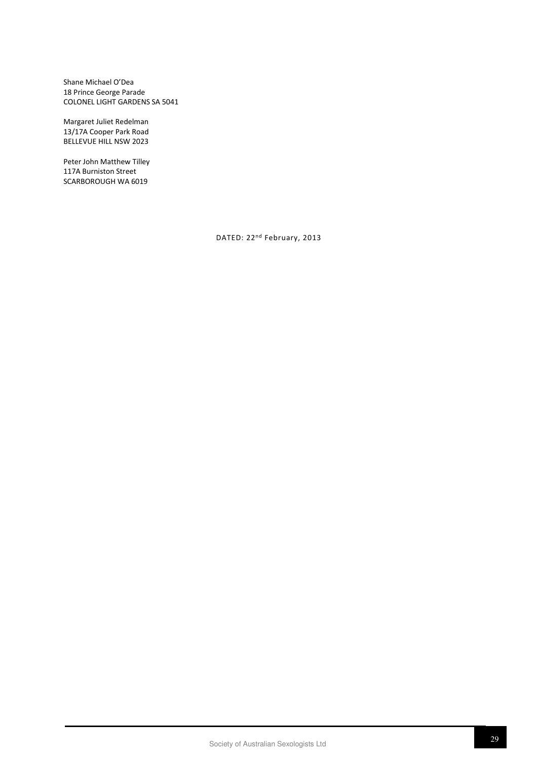Shane Michael O'Dea
18 Prince George Parade
COLONEL LIGHT GARDENS SA 5041

Margaret Juliet Redelman
13/17A Cooper Park Road
BELLEVUE HILL NSW 2023

Peter John Matthew Tilley
117A Burniston Street
SCARBOROUGH WA 6019

DATED: 22nd February, 2013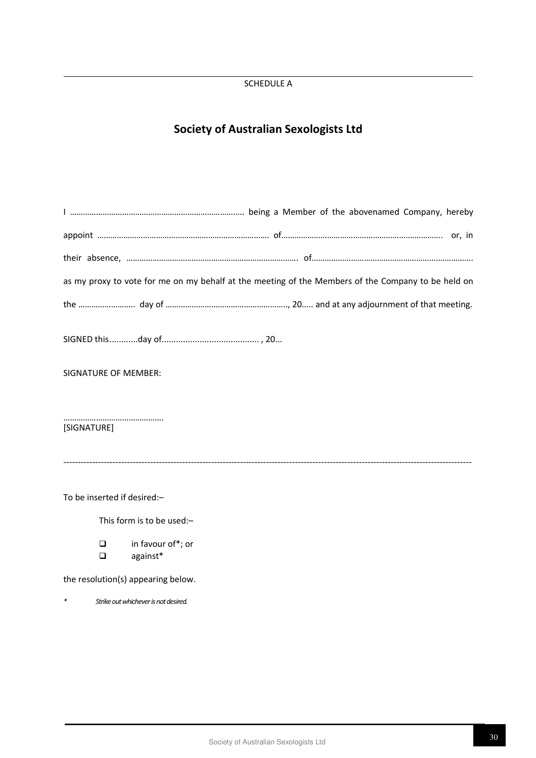SCHEDULE A

# Society of Australian Sexologists Ltd

I ………………………………………………………………….. being a Member of the abovenamed Company, hereby appoint …………………………………………………………………. of……………………………………………………………….. or, in their absence, ……………………………………………………………………. of………………………………………………………..……………. as my proxy to vote for me on my behalf at the meeting of the Members of the Company to be held on the …………………….. day of ………………………………………………., 20….. and at any adjournment of that meeting.

SIGNED this............day of......................................... , 20...

SIGNATURE OF MEMBER:

………………………………………
[SIGNATURE]

---

To be inserted if desired:–

This form is to be used:–

- ❑ in favour of*; or
- ❑ against*

the resolution(s) appearing below.

*  *Strike out whichever is not desired.*